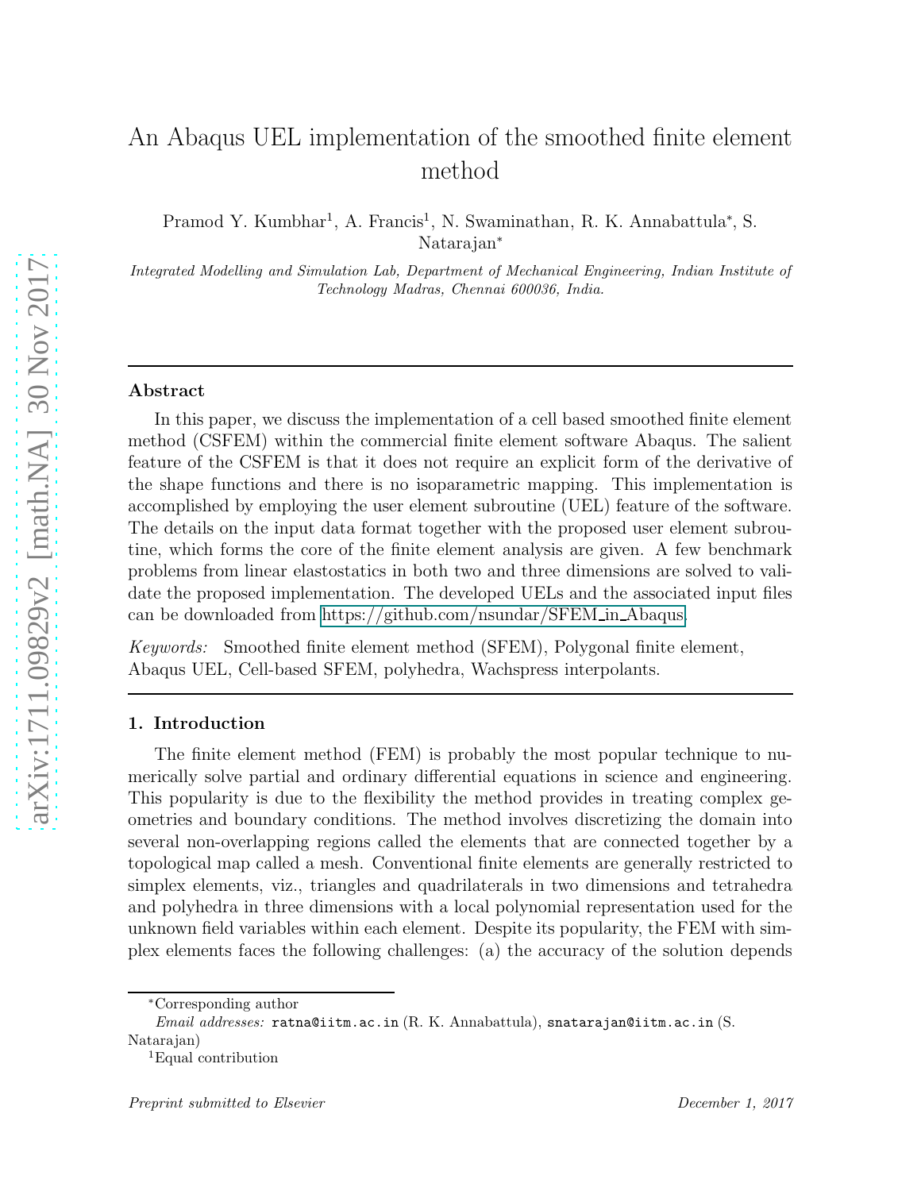# An Abaqus UEL implementation of the smoothed finite element method

Pramod Y. Kumbhar[1], A. Francis[1], N. Swaminathan, R. K. Annabattula*, S. Natarajan*

*Integrated Modelling and Simulation Lab, Department of Mechanical Engineering, Indian Institute of Technology Madras, Chennai 600036, India.*

---

## Abstract

In this paper, we discuss the implementation of a cell based smoothed finite element method (CSFEM) within the commercial finite element software Abaqus. The salient feature of the CSFEM is that it does not require an explicit form of the derivative of the shape functions and there is no isoparametric mapping. This implementation is accomplished by employing the user element subroutine (UEL) feature of the software. The details on the input data format together with the proposed user element subroutine, which forms the core of the finite element analysis are given. A few benchmark problems from linear elastostatics in both two and three dimensions are solved to validate the proposed implementation. The developed UELs and the associated input files can be downloaded from https://github.com/nsundar/SFEM_in_Abaqus.

*Keywords:* Smoothed finite element method (SFEM), Polygonal finite element, Abaqus UEL, Cell-based SFEM, polyhedra, Wachspress interpolants.

---

## 1. Introduction

The finite element method (FEM) is probably the most popular technique to numerically solve partial and ordinary differential equations in science and engineering. This popularity is due to the flexibility the method provides in treating complex geometries and boundary conditions. The method involves discretizing the domain into several non-overlapping regions called the elements that are connected together by a topological map called a mesh. Conventional finite elements are generally restricted to simplex elements, viz., triangles and quadrilaterals in two dimensions and tetrahedra and polyhedra in three dimensions with a local polynomial representation used for the unknown field variables within each element. Despite its popularity, the FEM with simplex elements faces the following challenges: (a) the accuracy of the solution depends

---

*Corresponding author

*Email addresses:* ratna@iitm.ac.in (R. K. Annabattula), snatarajan@iitm.ac.in (S. Natarajan)

[1]Equal contribution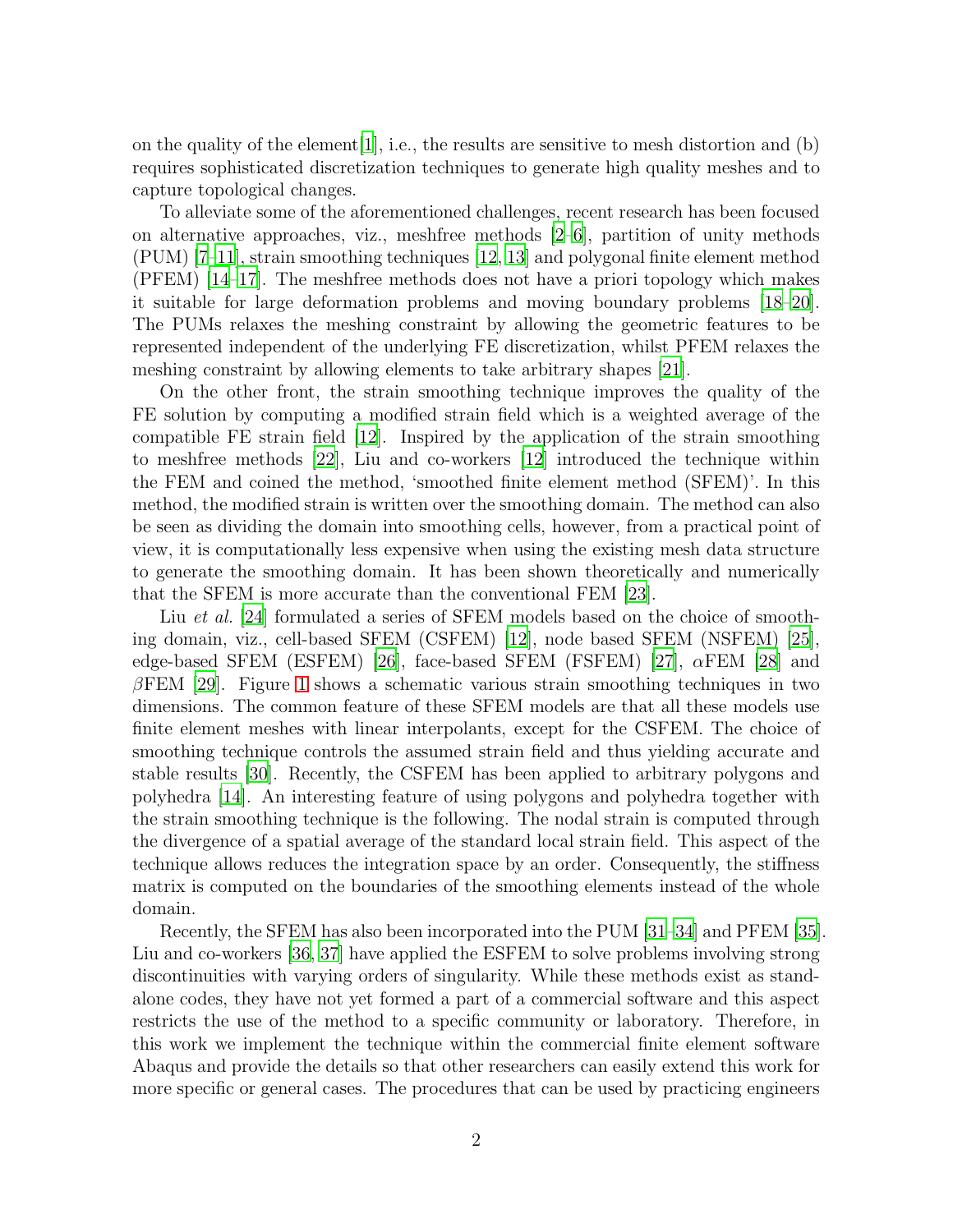on the quality of the element[1], i.e., the results are sensitive to mesh distortion and (b) requires sophisticated discretization techniques to generate high quality meshes and to capture topological changes.

To alleviate some of the aforementioned challenges, recent research has been focused on alternative approaches, viz., meshfree methods [2–6], partition of unity methods (PUM) [7–11], strain smoothing techniques [12, 13] and polygonal finite element method (PFEM) [14–17]. The meshfree methods does not have a priori topology which makes it suitable for large deformation problems and moving boundary problems [18–20]. The PUMs relaxes the meshing constraint by allowing the geometric features to be represented independent of the underlying FE discretization, whilst PFEM relaxes the meshing constraint by allowing elements to take arbitrary shapes [21].

On the other front, the strain smoothing technique improves the quality of the FE solution by computing a modified strain field which is a weighted average of the compatible FE strain field [12]. Inspired by the application of the strain smoothing to meshfree methods [22], Liu and co-workers [12] introduced the technique within the FEM and coined the method, 'smoothed finite element method (SFEM)'. In this method, the modified strain is written over the smoothing domain. The method can also be seen as dividing the domain into smoothing cells, however, from a practical point of view, it is computationally less expensive when using the existing mesh data structure to generate the smoothing domain. It has been shown theoretically and numerically that the SFEM is more accurate than the conventional FEM [23].

Liu *et al.* [24] formulated a series of SFEM models based on the choice of smoothing domain, viz., cell-based SFEM (CSFEM) [12], node based SFEM (NSFEM) [25], edge-based SFEM (ESFEM) [26], face-based SFEM (FSFEM) [27], $\alpha$FEM [28] and $\beta$FEM [29]. Figure 1 shows a schematic various strain smoothing techniques in two dimensions. The common feature of these SFEM models are that all these models use finite element meshes with linear interpolants, except for the CSFEM. The choice of smoothing technique controls the assumed strain field and thus yielding accurate and stable results [30]. Recently, the CSFEM has been applied to arbitrary polygons and polyhedra [14]. An interesting feature of using polygons and polyhedra together with the strain smoothing technique is the following. The nodal strain is computed through the divergence of a spatial average of the standard local strain field. This aspect of the technique allows reduces the integration space by an order. Consequently, the stiffness matrix is computed on the boundaries of the smoothing elements instead of the whole domain.

Recently, the SFEM has also been incorporated into the PUM [31–34] and PFEM [35]. Liu and co-workers [36, 37] have applied the ESFEM to solve problems involving strong discontinuities with varying orders of singularity. While these methods exist as stand-alone codes, they have not yet formed a part of a commercial software and this aspect restricts the use of the method to a specific community or laboratory. Therefore, in this work we implement the technique within the commercial finite element software Abaqus and provide the details so that other researchers can easily extend this work for more specific or general cases. The procedures that can be used by practicing engineers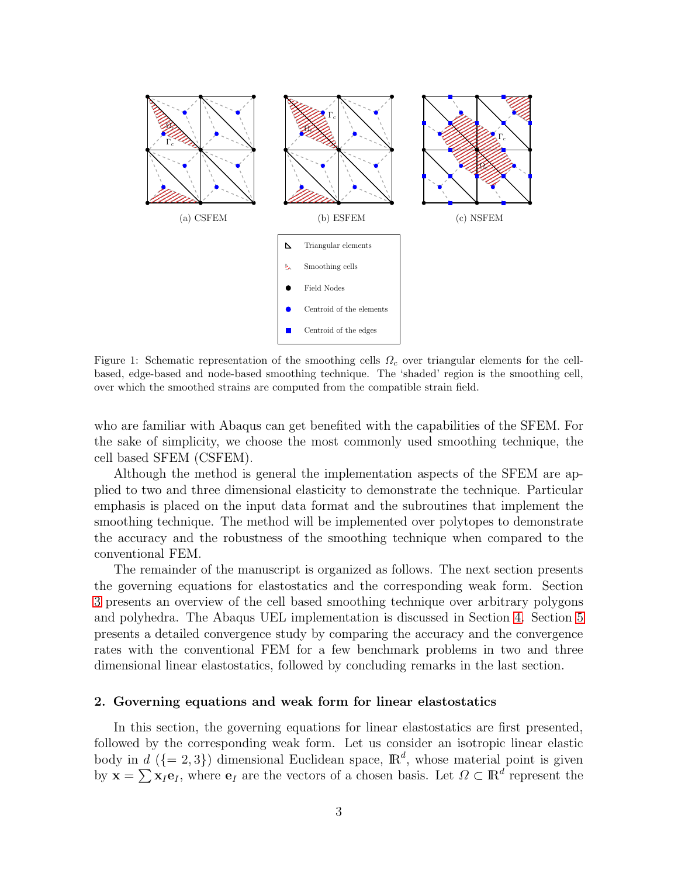(a) CSFEM (b) ESFEM (c) NSFEM

Figure 1: Schematic representation of the smoothing cells $\Omega_c$ over triangular elements for the cell-based, edge-based and node-based smoothing technique. The 'shaded' region is the smoothing cell, over which the smoothed strains are computed from the compatible strain field.

who are familiar with Abaqus can get benefited with the capabilities of the SFEM. For the sake of simplicity, we choose the most commonly used smoothing technique, the cell based SFEM (CSFEM).

Although the method is general the implementation aspects of the SFEM are applied to two and three dimensional elasticity to demonstrate the technique. Particular emphasis is placed on the input data format and the subroutines that implement the smoothing technique. The method will be implemented over polytopes to demonstrate the accuracy and the robustness of the smoothing technique when compared to the conventional FEM.

The remainder of the manuscript is organized as follows. The next section presents the governing equations for elastostatics and the corresponding weak form. Section 3 presents an overview of the cell based smoothing technique over arbitrary polygons and polyhedra. The Abaqus UEL implementation is discussed in Section 4. Section 5 presents a detailed convergence study by comparing the accuracy and the convergence rates with the conventional FEM for a few benchmark problems in two and three dimensional linear elastostatics, followed by concluding remarks in the last section.

## 2. Governing equations and weak form for linear elastostatics

In this section, the governing equations for linear elastostatics are first presented, followed by the corresponding weak form. Let us consider an isotropic linear elastic body in $d$ ($\{= 2, 3\}$) dimensional Euclidean space, $\mathbb{R}^d$, whose material point is given by $\mathbf{x} = \sum \mathbf{x}_I \mathbf{e}_I$, where $\mathbf{e}_I$ are the vectors of a chosen basis. Let $\Omega \subset \mathbb{R}^d$ represent the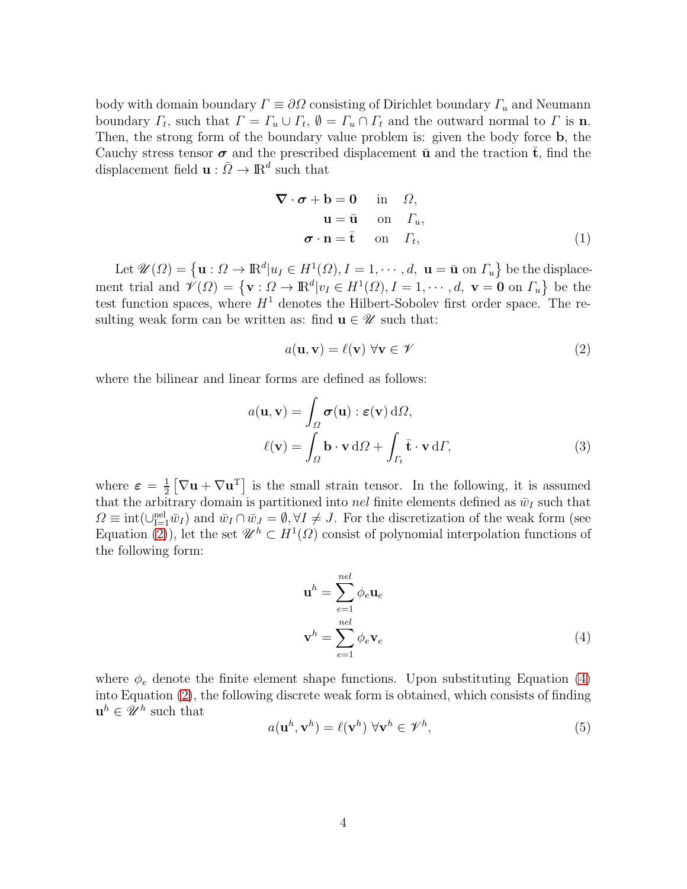body with domain boundary $\varGamma \equiv \partial \varOmega$ consisting of Dirichlet boundary $\varGamma_u$ and Neumann boundary $\varGamma_t$, such that $\varGamma = \varGamma_u \cup \varGamma_t$, $\emptyset = \varGamma_u \cap \varGamma_t$ and the outward normal to $\varGamma$ is $\mathbf{n}$. Then, the strong form of the boundary value problem is: given the body force $\mathbf{b}$, the Cauchy stress tensor $\boldsymbol{\sigma}$ and the prescribed displacement $\bar{\mathbf{u}}$ and the traction $\bar{\mathbf{t}}$, find the displacement field $\mathbf{u} : \bar{\varOmega} \to \mathbb{R}^d$ such that

$$
\begin{aligned}
\boldsymbol{\nabla} \cdot \boldsymbol{\sigma} + \mathbf{b} = \mathbf{0} \quad & \text{in} \quad \varOmega, \\
\mathbf{u} = \bar{\mathbf{u}} \quad & \text{on} \quad \varGamma_u, \\
\boldsymbol{\sigma} \cdot \mathbf{n} = \bar{\mathbf{t}} \quad & \text{on} \quad \varGamma_t,
\end{aligned}
\tag{1}
$$

Let $\mathscr{U}(\varOmega) = \left\{ \mathbf{u} : \varOmega \to \mathbb{R}^d | u_I \in H^1(\varOmega), I = 1, \cdots, d,\ \mathbf{u} = \bar{\mathbf{u}} \text{ on } \varGamma_u \right\}$ be the displacement trial and $\mathscr{V}(\varOmega) = \left\{ \mathbf{v} : \varOmega \to \mathbb{R}^d | v_I \in H^1(\varOmega), I = 1, \cdots, d,\ \mathbf{v} = \mathbf{0} \text{ on } \varGamma_u \right\}$ be the test function spaces, where $H^1$ denotes the Hilbert-Sobolev first order space. The resulting weak form can be written as: find $\mathbf{u} \in \mathscr{U}$ such that:

$$
a(\mathbf{u}, \mathbf{v}) = \ell(\mathbf{v}) \ \forall \mathbf{v} \in \mathscr{V} \tag{2}
$$

where the bilinear and linear forms are defined as follows:

$$
\begin{aligned}
a(\mathbf{u}, \mathbf{v}) &= \int_{\varOmega} \boldsymbol{\sigma}(\mathbf{u}) : \boldsymbol{\varepsilon}(\mathbf{v}) \, \mathrm{d}\varOmega, \\
\ell(\mathbf{v}) &= \int_{\varOmega} \mathbf{b} \cdot \mathbf{v} \, \mathrm{d}\varOmega + \int_{\varGamma_t} \bar{\mathbf{t}} \cdot \mathbf{v} \, \mathrm{d}\varGamma,
\end{aligned}
\tag{3}
$$

where $\boldsymbol{\varepsilon} = \frac{1}{2}\left[\nabla \mathbf{u} + \nabla \mathbf{u}^{\mathrm{T}}\right]$ is the small strain tensor. In the following, it is assumed that the arbitrary domain is partitioned into $nel$ finite elements defined as $\bar{w}_I$ such that $\varOmega \equiv \mathrm{int}(\cup_{\mathrm{I}=1}^{\mathrm{nel}} \bar{w}_I)$ and $\bar{w}_I \cap \bar{w}_J = \emptyset, \forall I \neq J$. For the discretization of the weak form (see Equation (2)), let the set $\mathscr{U}^h \subset H^1(\varOmega)$ consist of polynomial interpolation functions of the following form:

$$
\begin{aligned}
\mathbf{u}^h &= \sum_{e=1}^{nel} \phi_e \mathbf{u}_e \\
\mathbf{v}^h &= \sum_{e=1}^{nel} \phi_e \mathbf{v}_e
\end{aligned}
\tag{4}
$$

where $\phi_e$ denote the finite element shape functions. Upon substituting Equation (4) into Equation (2), the following discrete weak form is obtained, which consists of finding $\mathbf{u}^h \in \mathscr{U}^h$ such that

$$
a(\mathbf{u}^h, \mathbf{v}^h) = \ell(\mathbf{v}^h) \ \forall \mathbf{v}^h \in \mathscr{V}^h, \tag{5}
$$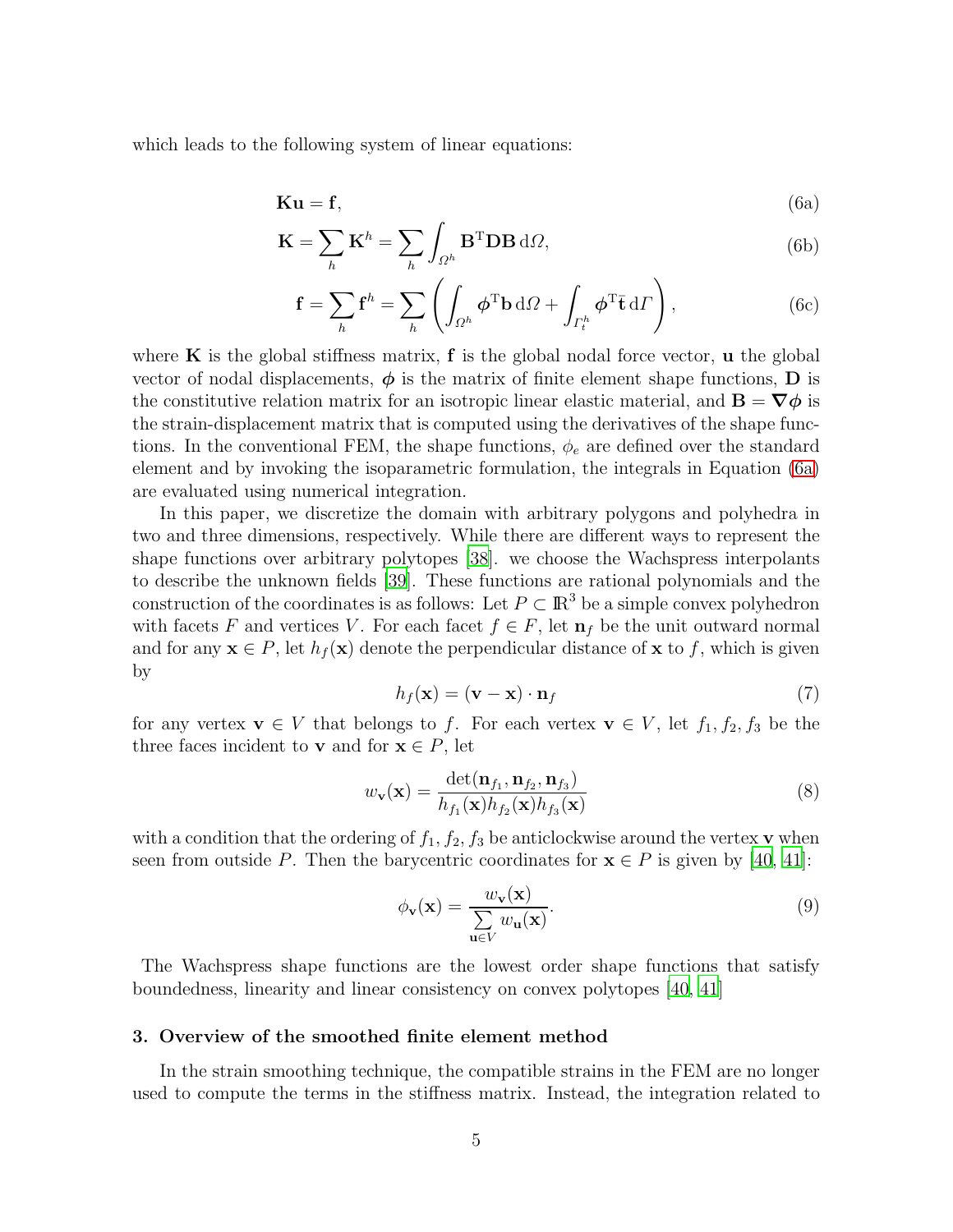which leads to the following system of linear equations:

$$
\mathbf{K}\mathbf{u} = \mathbf{f}, \tag{6a}
$$

$$
\mathbf{K} = \sum_h \mathbf{K}^h = \sum_h \int_{\Omega^h} \mathbf{B}^{\mathrm{T}} \mathbf{D} \mathbf{B} \, \mathrm{d}\Omega, \tag{6b}
$$

$$
\mathbf{f} = \sum_h \mathbf{f}^h = \sum_h \left( \int_{\Omega^h} \boldsymbol{\phi}^{\mathrm{T}} \mathbf{b} \, \mathrm{d}\Omega + \int_{\Gamma_t^h} \boldsymbol{\phi}^{\mathrm{T}} \bar{\mathbf{t}} \, \mathrm{d}\Gamma \right), \tag{6c}
$$

where $\mathbf{K}$ is the global stiffness matrix, $\mathbf{f}$ is the global nodal force vector, $\mathbf{u}$ the global vector of nodal displacements, $\boldsymbol{\phi}$ is the matrix of finite element shape functions, $\mathbf{D}$ is the constitutive relation matrix for an isotropic linear elastic material, and $\mathbf{B} = \boldsymbol{\nabla}\boldsymbol{\phi}$ is the strain-displacement matrix that is computed using the derivatives of the shape functions. In the conventional FEM, the shape functions, $\phi_e$ are defined over the standard element and by invoking the isoparametric formulation, the integrals in Equation (6a) are evaluated using numerical integration.

In this paper, we discretize the domain with arbitrary polygons and polyhedra in two and three dimensions, respectively. While there are different ways to represent the shape functions over arbitrary polytopes [38]. we choose the Wachspress interpolants to describe the unknown fields [39]. These functions are rational polynomials and the construction of the coordinates is as follows: Let $P \subset \mathbb{R}^3$ be a simple convex polyhedron with facets $F$ and vertices $V$. For each facet $f \in F$, let $\mathbf{n}_f$ be the unit outward normal and for any $\mathbf{x} \in P$, let $h_f(\mathbf{x})$ denote the perpendicular distance of $\mathbf{x}$ to $f$, which is given by

$$
h_f(\mathbf{x}) = (\mathbf{v} - \mathbf{x}) \cdot \mathbf{n}_f \tag{7}
$$

for any vertex $\mathbf{v} \in V$ that belongs to $f$. For each vertex $\mathbf{v} \in V$, let $f_1, f_2, f_3$ be the three faces incident to $\mathbf{v}$ and for $\mathbf{x} \in P$, let

$$
w_{\mathbf{v}}(\mathbf{x}) = \frac{\det(\mathbf{n}_{f_1}, \mathbf{n}_{f_2}, \mathbf{n}_{f_3})}{h_{f_1}(\mathbf{x}) h_{f_2}(\mathbf{x}) h_{f_3}(\mathbf{x})} \tag{8}
$$

with a condition that the ordering of $f_1, f_2, f_3$ be anticlockwise around the vertex $\mathbf{v}$ when seen from outside $P$. Then the barycentric coordinates for $\mathbf{x} \in P$ is given by [40, 41]:

$$
\phi_{\mathbf{v}}(\mathbf{x}) = \frac{w_{\mathbf{v}}(\mathbf{x})}{\sum\limits_{\mathbf{u} \in V} w_{\mathbf{u}}(\mathbf{x})}. \tag{9}
$$

The Wachspress shape functions are the lowest order shape functions that satisfy boundedness, linearity and linear consistency on convex polytopes [40, 41]

## 3. Overview of the smoothed finite element method

In the strain smoothing technique, the compatible strains in the FEM are no longer used to compute the terms in the stiffness matrix. Instead, the integration related to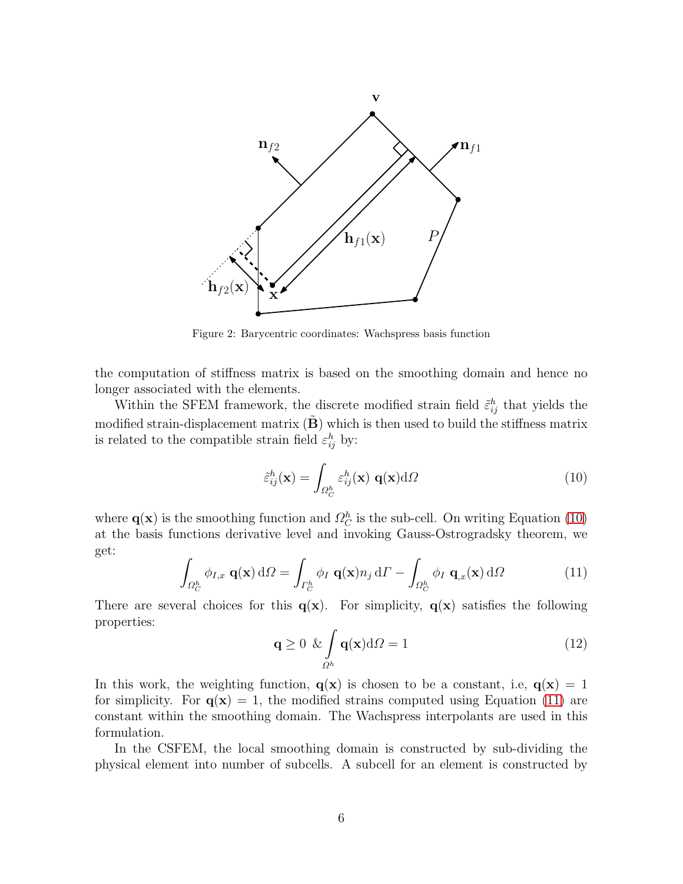Figure 2: Barycentric coordinates: Wachspress basis function

the computation of stiffness matrix is based on the smoothing domain and hence no longer associated with the elements.

Within the SFEM framework, the discrete modified strain field $\tilde{\varepsilon}_{ij}^h$ that yields the modified strain-displacement matrix ($\tilde{\mathbf{B}}$) which is then used to build the stiffness matrix is related to the compatible strain field $\varepsilon_{ij}^h$ by:

$$\tilde{\varepsilon}_{ij}^h(\mathbf{x}) = \int_{\Omega_C^h} \varepsilon_{ij}^h(\mathbf{x}) \; \mathbf{q}(\mathbf{x}) \mathrm{d}\Omega \tag{10}$$

where $\mathbf{q}(\mathbf{x})$ is the smoothing function and $\Omega_C^h$ is the sub-cell. On writing Equation (10) at the basis functions derivative level and invoking Gauss-Ostrogradsky theorem, we get:

$$\int_{\Omega_C^h} \phi_{I,x} \; \mathbf{q}(\mathbf{x}) \, \mathrm{d}\Omega = \int_{\Gamma_C^h} \phi_I \; \mathbf{q}(\mathbf{x}) n_j \, \mathrm{d}\Gamma - \int_{\Omega_C^h} \phi_I \; \mathbf{q}_{,x}(\mathbf{x}) \, \mathrm{d}\Omega \tag{11}$$

There are several choices for this $\mathbf{q}(\mathbf{x})$. For simplicity, $\mathbf{q}(\mathbf{x})$ satisfies the following properties:

$$\mathbf{q} \geq 0 \;\; \& \int\limits_{\Omega^h} \mathbf{q}(\mathbf{x}) \mathrm{d}\Omega = 1 \tag{12}$$

In this work, the weighting function, $\mathbf{q}(\mathbf{x})$ is chosen to be a constant, i.e, $\mathbf{q}(\mathbf{x}) = 1$ for simplicity. For $\mathbf{q}(\mathbf{x}) = 1$, the modified strains computed using Equation (11) are constant within the smoothing domain. The Wachspress interpolants are used in this formulation.

In the CSFEM, the local smoothing domain is constructed by sub-dividing the physical element into number of subcells. A subcell for an element is constructed by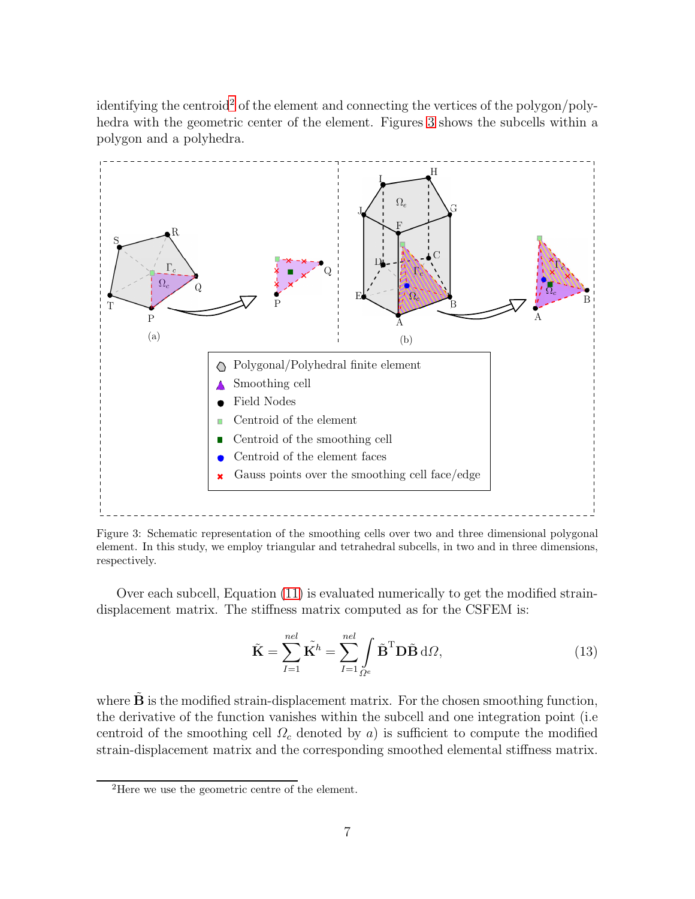identifying the centroid[2] of the element and connecting the vertices of the polygon/polyhedra with the geometric center of the element. Figures 3 shows the subcells within a polygon and a polyhedra.

Figure 3: Schematic representation of the smoothing cells over two and three dimensional polygonal element. In this study, we employ triangular and tetrahedral subcells, in two and in three dimensions, respectively.

Over each subcell, Equation (11) is evaluated numerically to get the modified strain-displacement matrix. The stiffness matrix computed as for the CSFEM is:

$$\tilde{\mathbf{K}} = \sum_{I=1}^{nel} \tilde{\mathbf{K}}^h = \sum_{I=1}^{nel} \int_{\Omega^e} \tilde{\mathbf{B}}^{\mathrm{T}} \mathbf{D} \tilde{\mathbf{B}} \, \mathrm{d}\Omega, \tag{13}$$

where $\tilde{\mathbf{B}}$ is the modified strain-displacement matrix. For the chosen smoothing function, the derivative of the function vanishes within the subcell and one integration point (i.e centroid of the smoothing cell $\Omega_c$ denoted by $a$) is sufficient to compute the modified strain-displacement matrix and the corresponding smoothed elemental stiffness matrix.

[2] Here we use the geometric centre of the element.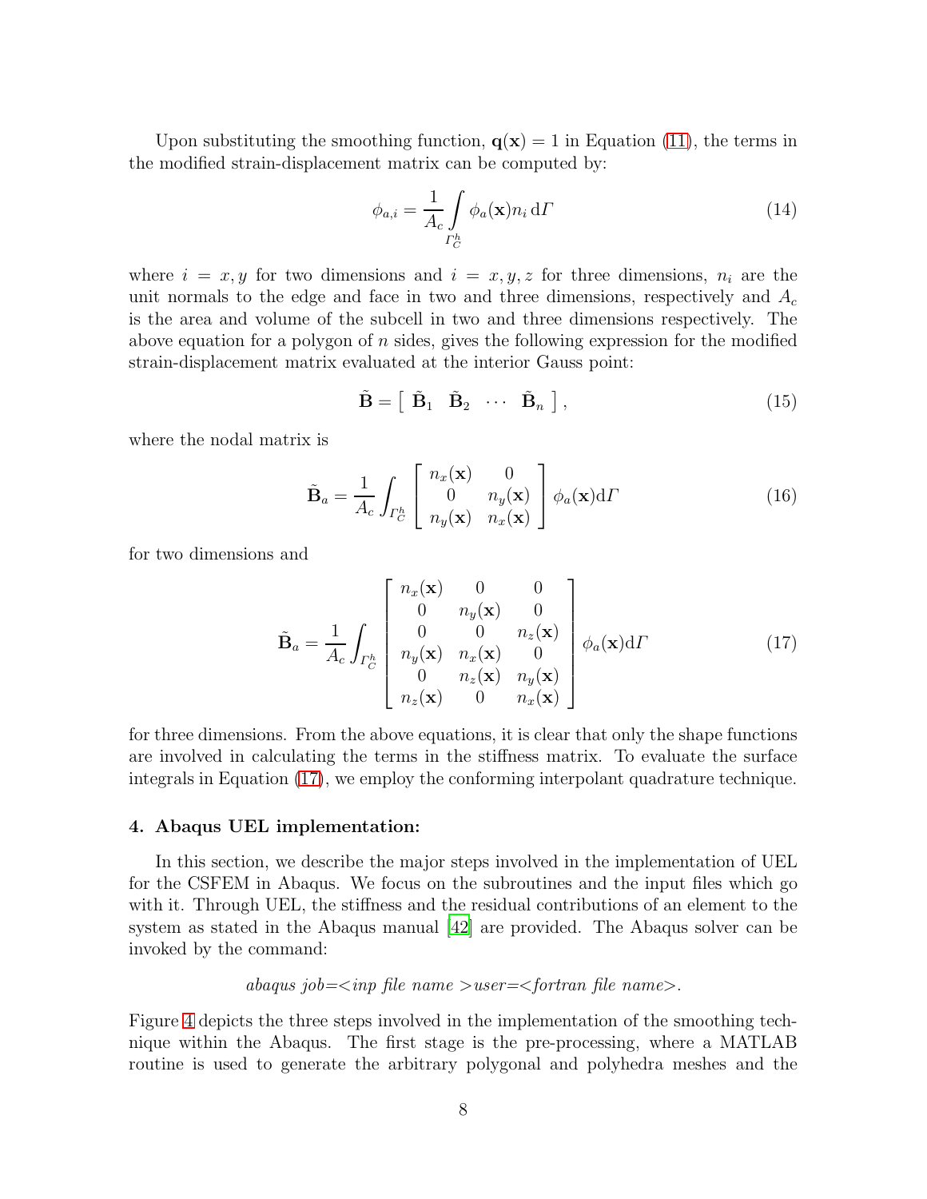Upon substituting the smoothing function, $\mathbf{q}(\mathbf{x}) = 1$ in Equation (11), the terms in the modified strain-displacement matrix can be computed by:

$$\phi_{a,i} = \frac{1}{A_c} \int\limits_{\Gamma_C^h} \phi_a(\mathbf{x}) n_i \, \mathrm{d}\Gamma \tag{14}$$

where $i = x, y$ for two dimensions and $i = x, y, z$ for three dimensions, $n_i$ are the unit normals to the edge and face in two and three dimensions, respectively and $A_c$ is the area and volume of the subcell in two and three dimensions respectively. The above equation for a polygon of $n$ sides, gives the following expression for the modified strain-displacement matrix evaluated at the interior Gauss point:

$$\tilde{\mathbf{B}} = \left[ \begin{array}{cccc} \tilde{\mathbf{B}}_1 & \tilde{\mathbf{B}}_2 & \cdots & \tilde{\mathbf{B}}_n \end{array} \right], \tag{15}$$

where the nodal matrix is

$$\tilde{\mathbf{B}}_a = \frac{1}{A_c} \int_{\Gamma_C^h} \left[ \begin{array}{cc} n_x(\mathbf{x}) & 0 \\ 0 & n_y(\mathbf{x}) \\ n_y(\mathbf{x}) & n_x(\mathbf{x}) \end{array} \right] \phi_a(\mathbf{x}) \mathrm{d}\Gamma \tag{16}$$

for two dimensions and

$$\tilde{\mathbf{B}}_a = \frac{1}{A_c} \int_{\Gamma_C^h} \left[ \begin{array}{ccc} n_x(\mathbf{x}) & 0 & 0 \\ 0 & n_y(\mathbf{x}) & 0 \\ 0 & 0 & n_z(\mathbf{x}) \\ n_y(\mathbf{x}) & n_x(\mathbf{x}) & 0 \\ 0 & n_z(\mathbf{x}) & n_y(\mathbf{x}) \\ n_z(\mathbf{x}) & 0 & n_x(\mathbf{x}) \end{array} \right] \phi_a(\mathbf{x}) \mathrm{d}\Gamma \tag{17}$$

for three dimensions. From the above equations, it is clear that only the shape functions are involved in calculating the terms in the stiffness matrix. To evaluate the surface integrals in Equation (17), we employ the conforming interpolant quadrature technique.

## 4. Abaqus UEL implementation:

In this section, we describe the major steps involved in the implementation of UEL for the CSFEM in Abaqus. We focus on the subroutines and the input files which go with it. Through UEL, the stiffness and the residual contributions of an element to the system as stated in the Abaqus manual [42] are provided. The Abaqus solver can be invoked by the command:

*abaqus job=<inp file name >user=<fortran file name>.*

Figure 4 depicts the three steps involved in the implementation of the smoothing technique within the Abaqus. The first stage is the pre-processing, where a MATLAB routine is used to generate the arbitrary polygonal and polyhedra meshes and the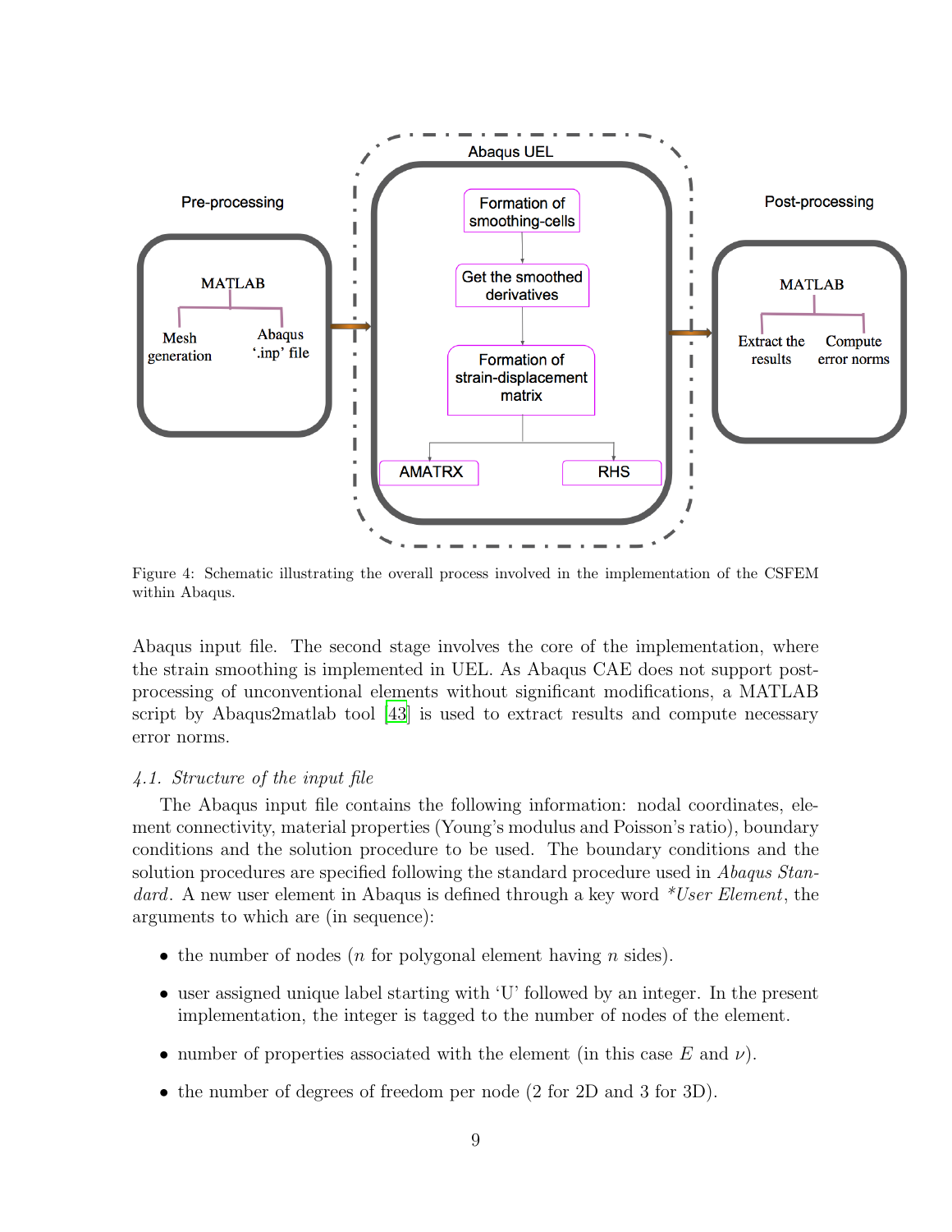Figure 4: Schematic illustrating the overall process involved in the implementation of the CSFEM within Abaqus.

Abaqus input file. The second stage involves the core of the implementation, where the strain smoothing is implemented in UEL. As Abaqus CAE does not support post-processing of unconventional elements without significant modifications, a MATLAB script by Abaqus2matlab tool [43] is used to extract results and compute necessary error norms.

### 4.1. Structure of the input file

The Abaqus input file contains the following information: nodal coordinates, element connectivity, material properties (Young's modulus and Poisson's ratio), boundary conditions and the solution procedure to be used. The boundary conditions and the solution procedures are specified following the standard procedure used in *Abaqus Standard*. A new user element in Abaqus is defined through a key word *\*User Element*, the arguments to which are (in sequence):

- the number of nodes ($n$ for polygonal element having $n$ sides).
- user assigned unique label starting with 'U' followed by an integer. In the present implementation, the integer is tagged to the number of nodes of the element.
- number of properties associated with the element (in this case $E$ and $\nu$).
- the number of degrees of freedom per node (2 for 2D and 3 for 3D).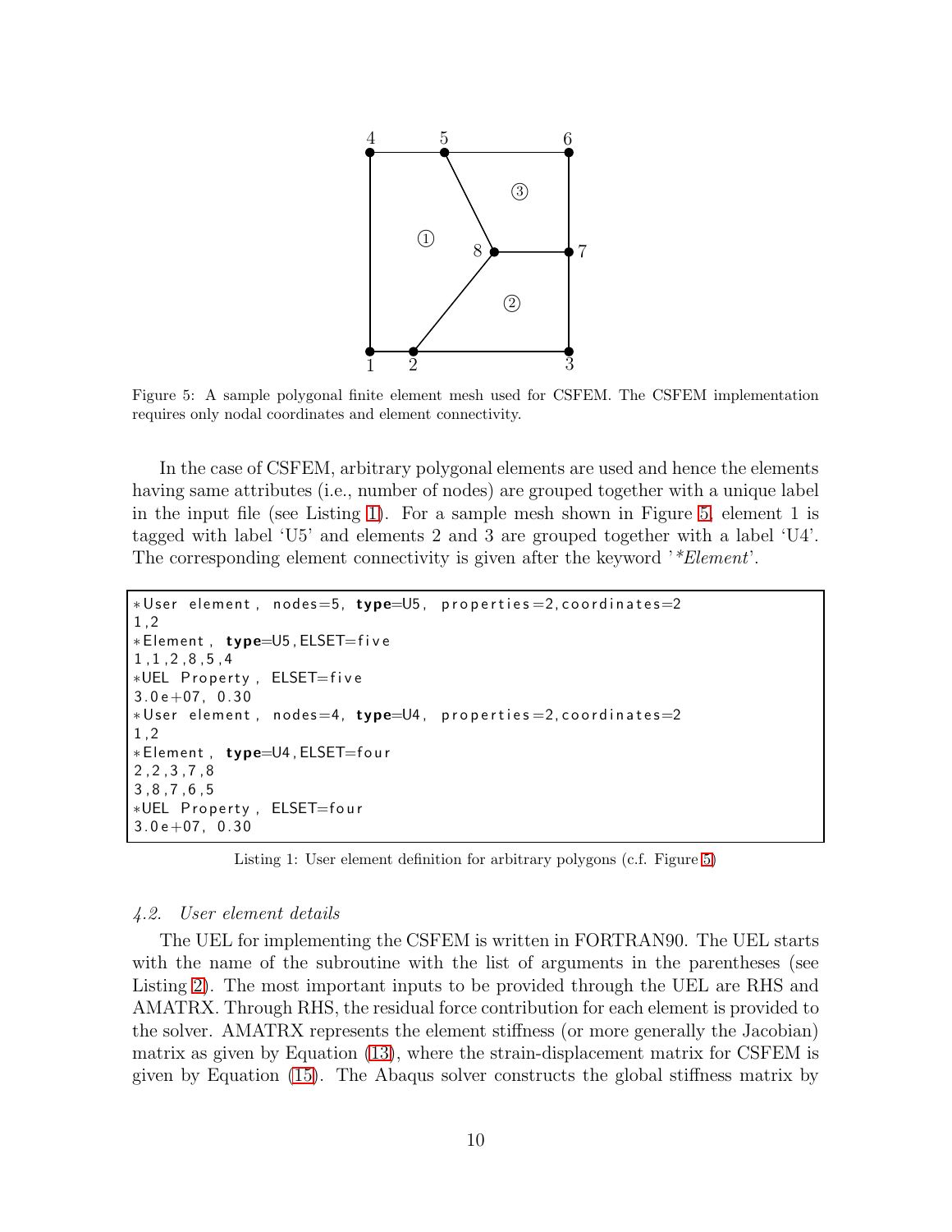Figure 5: A sample polygonal finite element mesh used for CSFEM. The CSFEM implementation requires only nodal coordinates and element connectivity.

In the case of CSFEM, arbitrary polygonal elements are used and hence the elements having same attributes (i.e., number of nodes) are grouped together with a unique label in the input file (see Listing 1). For a sample mesh shown in Figure 5, element 1 is tagged with label 'U5' and elements 2 and 3 are grouped together with a label 'U4'. The corresponding element connectivity is given after the keyword '*Element*'.

```
*User element, nodes=5, type=U5, properties=2,coordinates=2
1,2
*Element, type=U5,ELSET=five
1,1,2,8,5,4
*UEL Property, ELSET=five
3.0e+07, 0.30
*User element, nodes=4, type=U4, properties=2,coordinates=2
1,2
*Element, type=U4,ELSET=four
2,2,3,7,8
3,8,7,6,5
*UEL Property, ELSET=four
3.0e+07, 0.30
```

Listing 1: User element definition for arbitrary polygons (c.f. Figure 5)

### *4.2. User element details*

The UEL for implementing the CSFEM is written in FORTRAN90. The UEL starts with the name of the subroutine with the list of arguments in the parentheses (see Listing 2). The most important inputs to be provided through the UEL are RHS and AMATRX. Through RHS, the residual force contribution for each element is provided to the solver. AMATRX represents the element stiffness (or more generally the Jacobian) matrix as given by Equation (13), where the strain-displacement matrix for CSFEM is given by Equation (15). The Abaqus solver constructs the global stiffness matrix by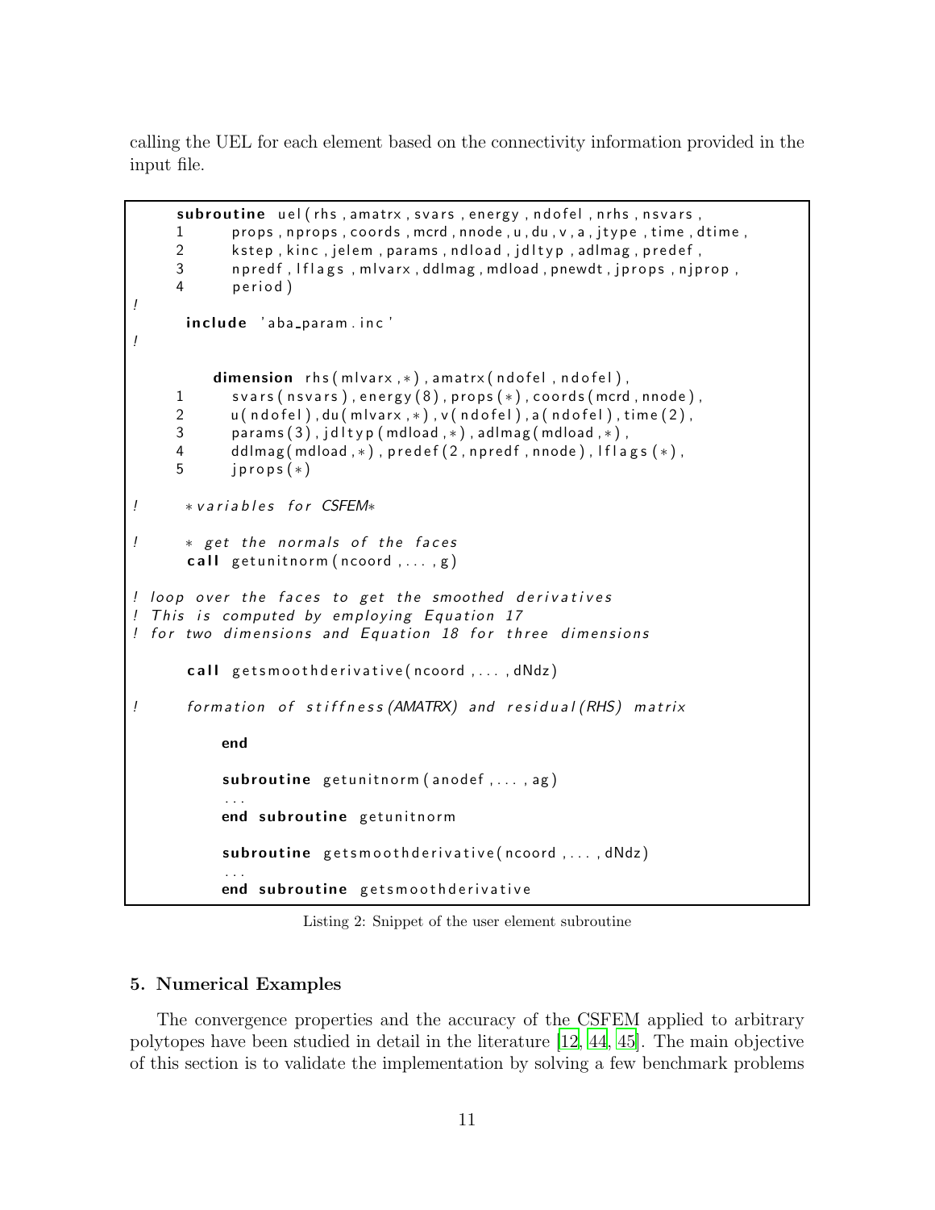calling the UEL for each element based on the connectivity information provided in the input file.

```
      subroutine uel(rhs,amatrx,svars,energy,ndofel,nrhs,nsvars,
     1     props,nprops,coords,mcrd,nnode,u,du,v,a,jtype,time,dtime,
     2     kstep,kinc,jelem,params,ndload,jdltyp,adlmag,predef,
     3     npredf,lflags,mlvarx,ddlmag,mdload,pnewdt,jprops,njprop,
     4     period)
!
       include 'aba_param.inc'
!

          dimension rhs(mlvarx,*),amatrx(ndofel,ndofel),
     1     svars(nsvars),energy(8),props(*),coords(mcrd,nnode),
     2     u(ndofel),du(mlvarx,*),v(ndofel),a(ndofel),time(2),
     3     params(3),jdltyp(mdload,*),adlmag(mdload,*),
     4     ddlmag(mdload,*),predef(2,npredf,nnode),lflags(*),
     5     jprops(*)

!      *variables for CSFEM*

!      * get the normals of the faces
       call getunitnorm(ncoord,...,g)

! loop over the faces to get the smoothed derivatives
! This is computed by employing Equation 17
! for two dimensions and Equation 18 for three dimensions

       call getsmoothderivative(ncoord,...,dNdz)

!      formation of stiffness(AMATRX) and residual(RHS) matrix

          end

          subroutine getunitnorm(anodef,...,ag)
          ...
          end subroutine getunitnorm

          subroutine getsmoothderivative(ncoord,...,dNdz)
          ...
          end subroutine getsmoothderivative
```

Listing 2: Snippet of the user element subroutine

## 5. Numerical Examples

The convergence properties and the accuracy of the CSFEM applied to arbitrary polytopes have been studied in detail in the literature [12, 44, 45]. The main objective of this section is to validate the implementation by solving a few benchmark problems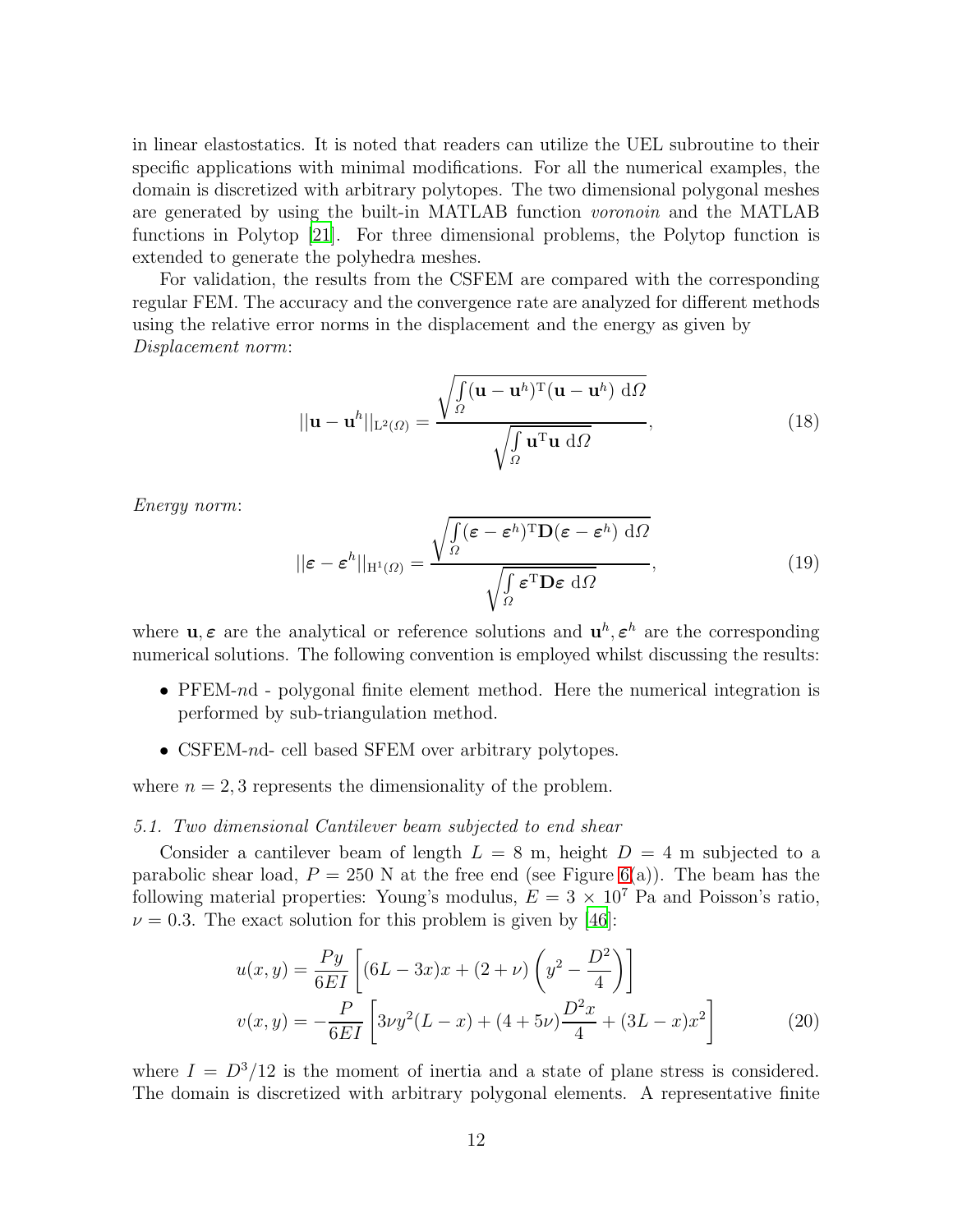in linear elastostatics. It is noted that readers can utilize the UEL subroutine to their specific applications with minimal modifications. For all the numerical examples, the domain is discretized with arbitrary polytopes. The two dimensional polygonal meshes are generated by using the built-in MATLAB function *voronoin* and the MATLAB functions in Polytop [21]. For three dimensional problems, the Polytop function is extended to generate the polyhedra meshes.

For validation, the results from the CSFEM are compared with the corresponding regular FEM. The accuracy and the convergence rate are analyzed for different methods using the relative error norms in the displacement and the energy as given by
*Displacement norm*:

$$||\mathbf{u} - \mathbf{u}^h||_{\mathrm{L}^2(\Omega)} = \frac{\sqrt{\int\limits_{\Omega} (\mathbf{u} - \mathbf{u}^h)^{\mathrm{T}} (\mathbf{u} - \mathbf{u}^h) \ \mathrm{d}\Omega}}{\sqrt{\int\limits_{\Omega} \mathbf{u}^{\mathrm{T}} \mathbf{u} \ \mathrm{d}\Omega}}, \tag{18}$$

*Energy norm*:

$$||\boldsymbol{\varepsilon} - \boldsymbol{\varepsilon}^h||_{\mathrm{H}^1(\Omega)} = \frac{\sqrt{\int\limits_{\Omega} (\boldsymbol{\varepsilon} - \boldsymbol{\varepsilon}^h)^{\mathrm{T}} \mathbf{D} (\boldsymbol{\varepsilon} - \boldsymbol{\varepsilon}^h) \ \mathrm{d}\Omega}}{\sqrt{\int\limits_{\Omega} \boldsymbol{\varepsilon}^{\mathrm{T}} \mathbf{D} \boldsymbol{\varepsilon} \ \mathrm{d}\Omega}}, \tag{19}$$

where $\mathbf{u}, \boldsymbol{\varepsilon}$ are the analytical or reference solutions and $\mathbf{u}^h, \boldsymbol{\varepsilon}^h$ are the corresponding numerical solutions. The following convention is employed whilst discussing the results:

- PFEM-$n$d - polygonal finite element method. Here the numerical integration is performed by sub-triangulation method.
- CSFEM-$n$d- cell based SFEM over arbitrary polytopes.

where $n = 2, 3$ represents the dimensionality of the problem.

### *5.1. Two dimensional Cantilever beam subjected to end shear*

Consider a cantilever beam of length $L = 8$ m, height $D = 4$ m subjected to a parabolic shear load, $P = 250$ N at the free end (see Figure 6(a)). The beam has the following material properties: Young's modulus, $E = 3 \times 10^7$ Pa and Poisson's ratio, $\nu = 0.3$. The exact solution for this problem is given by [46]:

$$\begin{aligned} u(x,y) &= \frac{Py}{6EI}\left[(6L - 3x)x + (2+\nu)\left(y^2 - \frac{D^2}{4}\right)\right] \\ v(x,y) &= -\frac{P}{6EI}\left[3\nu y^2(L-x) + (4+5\nu)\frac{D^2 x}{4} + (3L-x)x^2\right] \end{aligned} \tag{20}$$

where $I = D^3/12$ is the moment of inertia and a state of plane stress is considered. The domain is discretized with arbitrary polygonal elements. A representative finite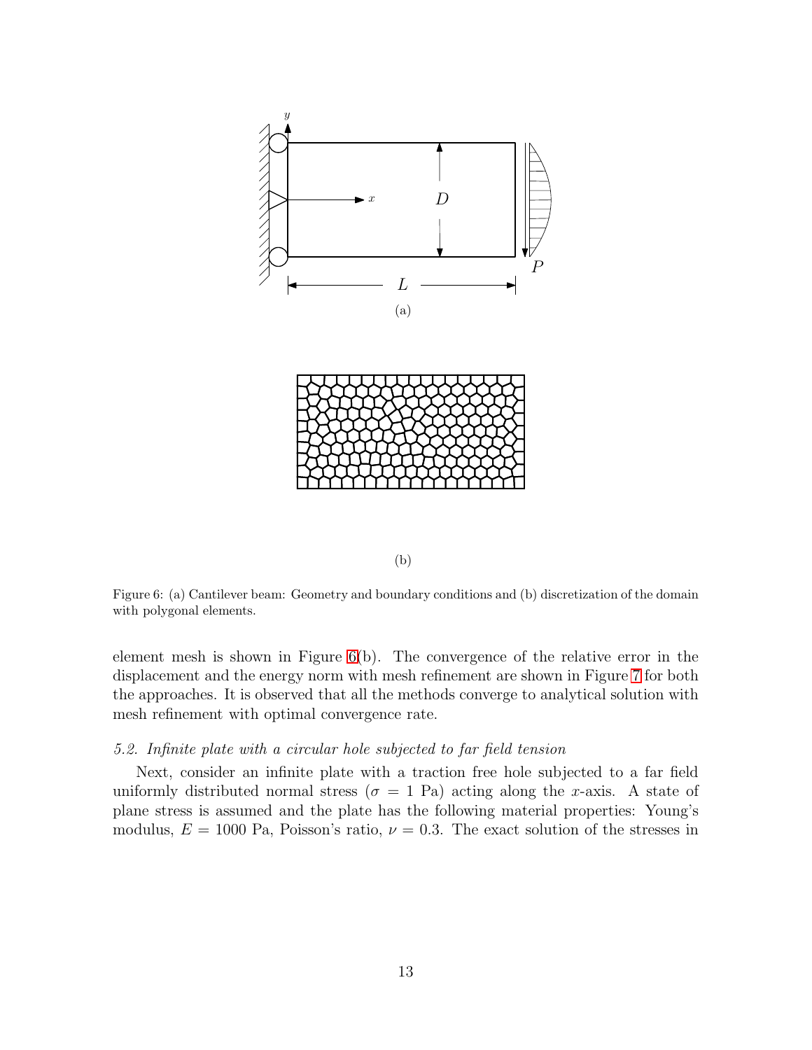Figure 6: (a) Cantilever beam: Geometry and boundary conditions and (b) discretization of the domain with polygonal elements.

element mesh is shown in Figure 6(b). The convergence of the relative error in the displacement and the energy norm with mesh refinement are shown in Figure 7 for both the approaches. It is observed that all the methods converge to analytical solution with mesh refinement with optimal convergence rate.

### 5.2. Infinite plate with a circular hole subjected to far field tension

Next, consider an infinite plate with a traction free hole subjected to a far field uniformly distributed normal stress ($\sigma = 1$ Pa) acting along the $x$-axis. A state of plane stress is assumed and the plate has the following material properties: Young's modulus, $E = 1000$ Pa, Poisson's ratio, $\nu = 0.3$. The exact solution of the stresses in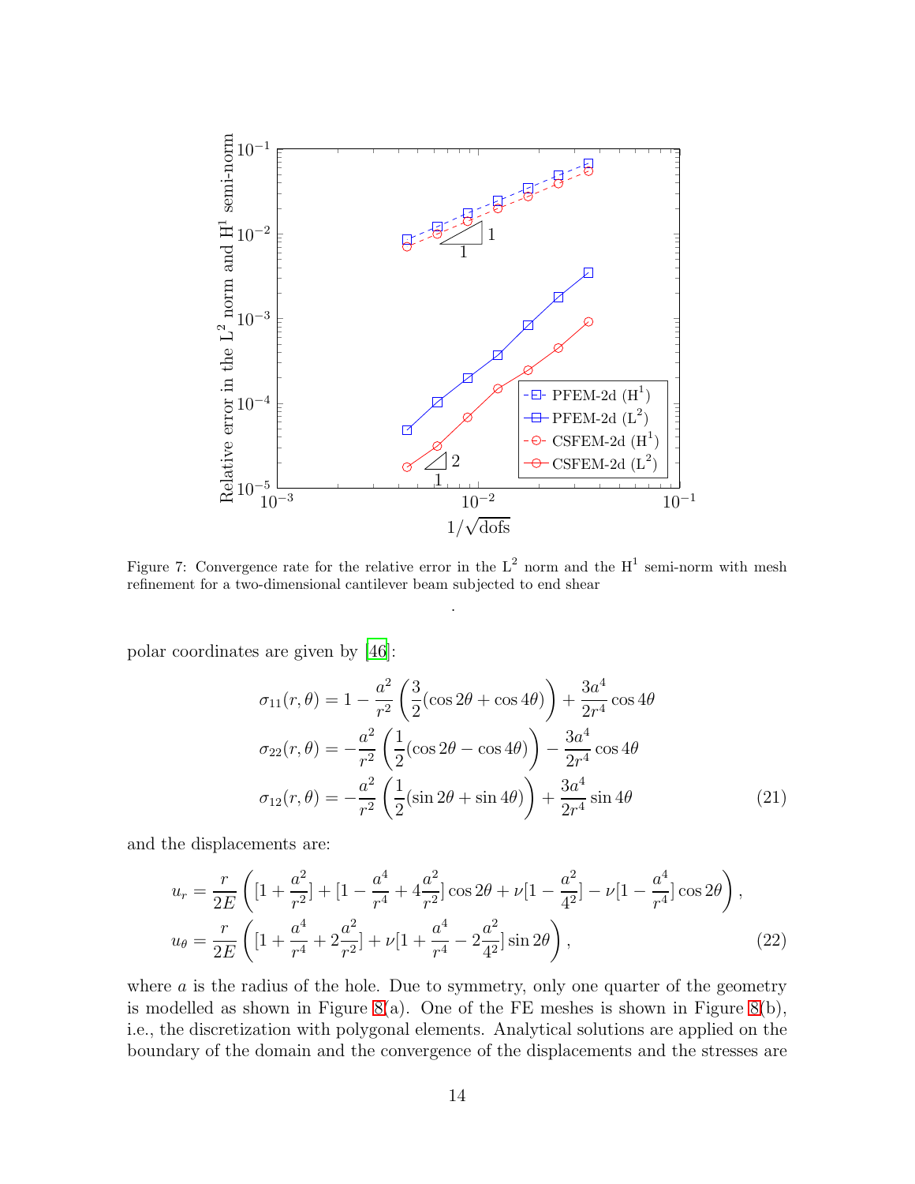Figure 7: Convergence rate for the relative error in the $L^2$ norm and the $H^1$ semi-norm with mesh refinement for a two-dimensional cantilever beam subjected to end shear

.

polar coordinates are given by [46]:

$$
\begin{aligned}
\sigma_{11}(r,\theta) &= 1 - \frac{a^2}{r^2}\left(\frac{3}{2}(\cos 2\theta + \cos 4\theta)\right) + \frac{3a^4}{2r^4}\cos 4\theta \\
\sigma_{22}(r,\theta) &= -\frac{a^2}{r^2}\left(\frac{1}{2}(\cos 2\theta - \cos 4\theta)\right) - \frac{3a^4}{2r^4}\cos 4\theta \\
\sigma_{12}(r,\theta) &= -\frac{a^2}{r^2}\left(\frac{1}{2}(\sin 2\theta + \sin 4\theta)\right) + \frac{3a^4}{2r^4}\sin 4\theta
\end{aligned}
\tag{21}
$$

and the displacements are:

$$
\begin{aligned}
u_r &= \frac{r}{2E}\left([1+\frac{a^2}{r^2}] + [1 - \frac{a^4}{r^4} + 4\frac{a^2}{r^2}]\cos 2\theta + \nu[1-\frac{a^2}{4^2}] - \nu[1-\frac{a^4}{r^4}]\cos 2\theta\right), \\
u_\theta &= \frac{r}{2E}\left([1+\frac{a^4}{r^4} + 2\frac{a^2}{r^2}] + \nu[1+\frac{a^4}{r^4} - 2\frac{a^2}{4^2}]\sin 2\theta\right),
\end{aligned}
\tag{22}
$$

where $a$ is the radius of the hole. Due to symmetry, only one quarter of the geometry is modelled as shown in Figure 8(a). One of the FE meshes is shown in Figure 8(b), i.e., the discretization with polygonal elements. Analytical solutions are applied on the boundary of the domain and the convergence of the displacements and the stresses are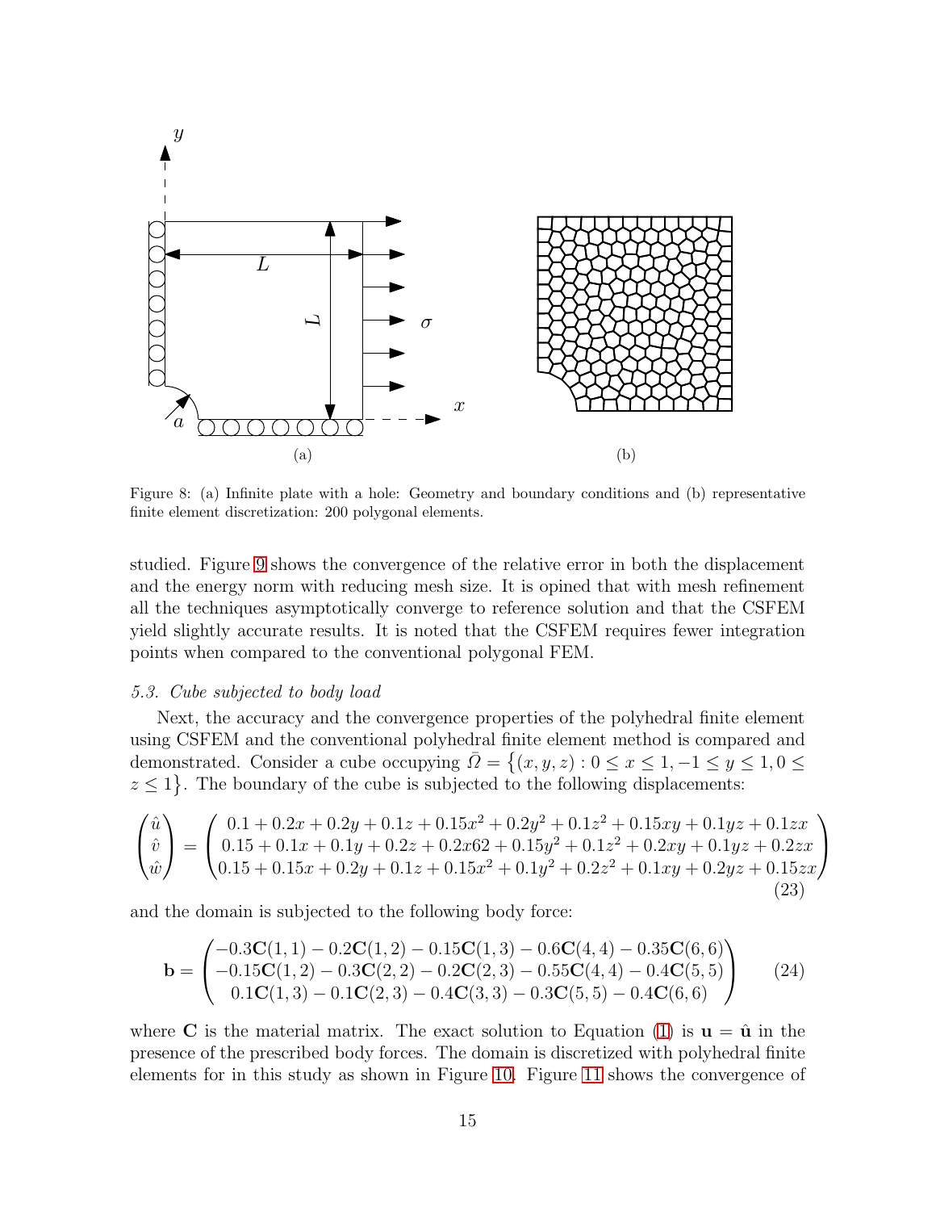Figure 8: (a) Infinite plate with a hole: Geometry and boundary conditions and (b) representative finite element discretization: 200 polygonal elements.

studied. Figure 9 shows the convergence of the relative error in both the displacement and the energy norm with reducing mesh size. It is opined that with mesh refinement all the techniques asymptotically converge to reference solution and that the CSFEM yield slightly accurate results. It is noted that the CSFEM requires fewer integration points when compared to the conventional polygonal FEM.

### 5.3. Cube subjected to body load

Next, the accuracy and the convergence properties of the polyhedral finite element using CSFEM and the conventional polyhedral finite element method is compared and demonstrated. Consider a cube occupying $\bar{\Omega} = \{(x,y,z) : 0 \leq x \leq 1, -1 \leq y \leq 1, 0 \leq z \leq 1\}$. The boundary of the cube is subjected to the following displacements:

$$
\begin{pmatrix} \hat{u} \\ \hat{v} \\ \hat{w} \end{pmatrix} = \begin{pmatrix} 0.1 + 0.2x + 0.2y + 0.1z + 0.15x^2 + 0.2y^2 + 0.1z^2 + 0.15xy + 0.1yz + 0.1zx \\ 0.15 + 0.1x + 0.1y + 0.2z + 0.2x62 + 0.15y^2 + 0.1z^2 + 0.2xy + 0.1yz + 0.2zx \\ 0.15 + 0.15x + 0.2y + 0.1z + 0.15x^2 + 0.1y^2 + 0.2z^2 + 0.1xy + 0.2yz + 0.15zx \end{pmatrix} \tag{23}
$$

and the domain is subjected to the following body force:

$$
\mathbf{b} = \begin{pmatrix} -0.3\mathbf{C}(1,1) - 0.2\mathbf{C}(1,2) - 0.15\mathbf{C}(1,3) - 0.6\mathbf{C}(4,4) - 0.35\mathbf{C}(6,6) \\ -0.15\mathbf{C}(1,2) - 0.3\mathbf{C}(2,2) - 0.2\mathbf{C}(2,3) - 0.55\mathbf{C}(4,4) - 0.4\mathbf{C}(5,5) \\ 0.1\mathbf{C}(1,3) - 0.1\mathbf{C}(2,3) - 0.4\mathbf{C}(3,3) - 0.3\mathbf{C}(5,5) - 0.4\mathbf{C}(6,6) \end{pmatrix} \tag{24}
$$

where $\mathbf{C}$ is the material matrix. The exact solution to Equation (1) is $\mathbf{u} = \hat{\mathbf{u}}$ in the presence of the prescribed body forces. The domain is discretized with polyhedral finite elements for in this study as shown in Figure 10. Figure 11 shows the convergence of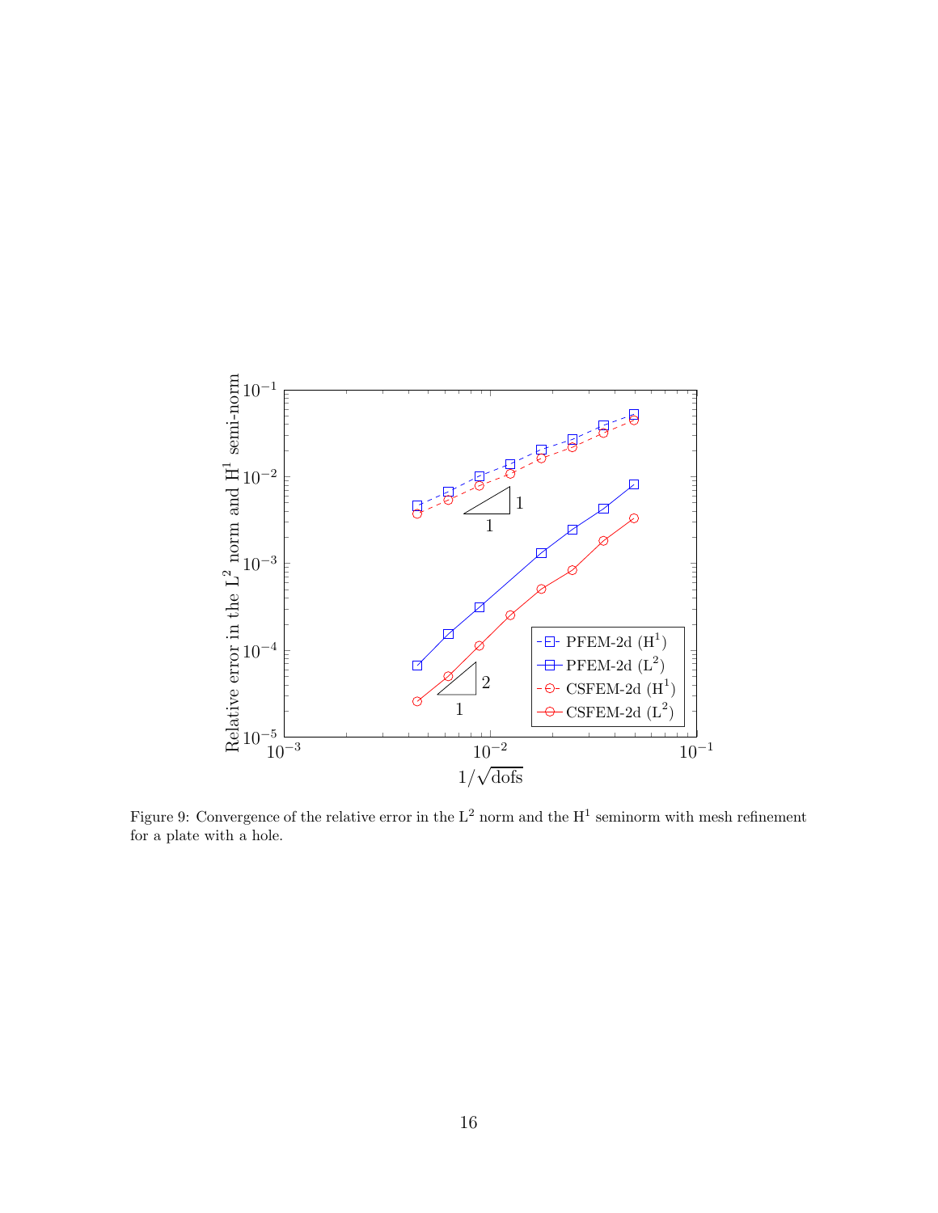Figure 9: Convergence of the relative error in the $L^2$ norm and the $H^1$ seminorm with mesh refinement for a plate with a hole.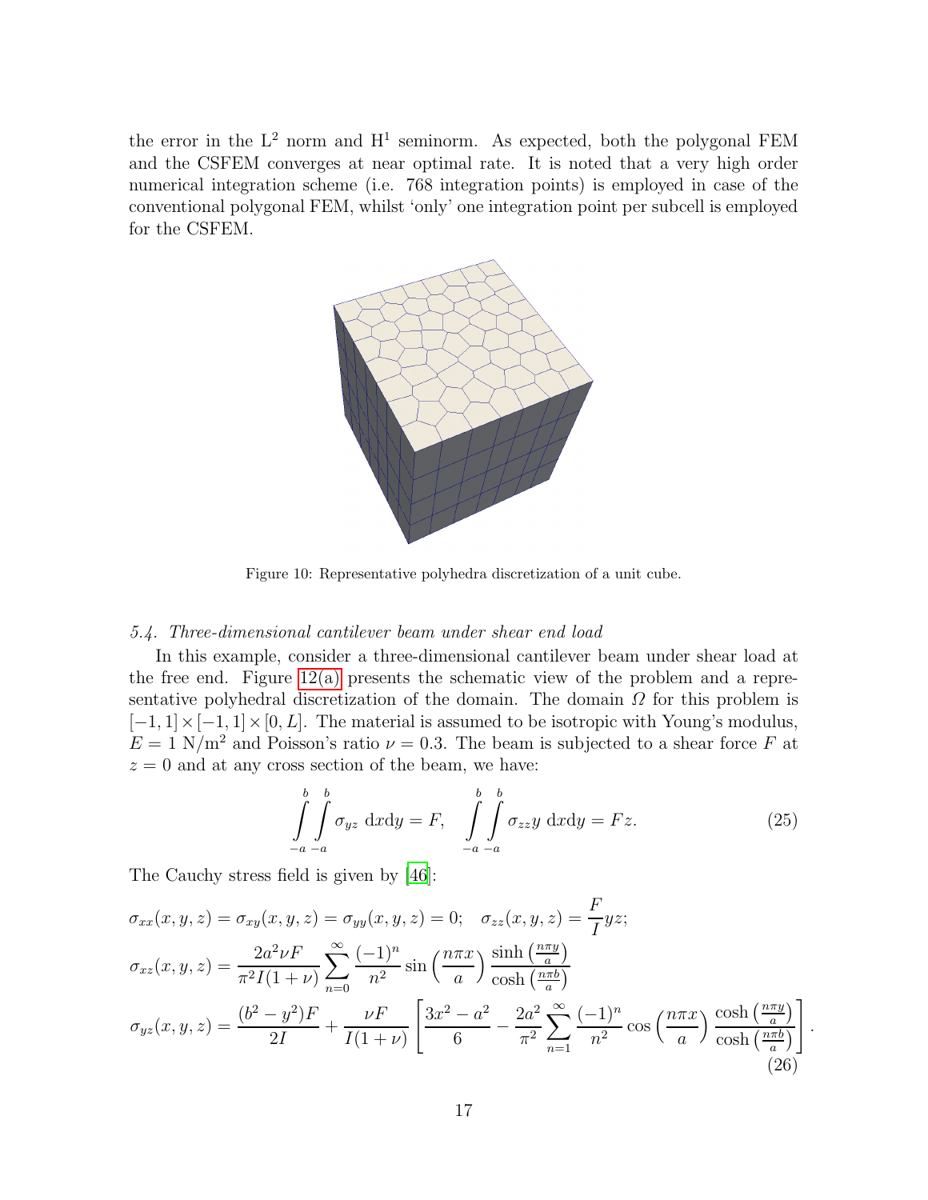the error in the $L^2$ norm and $H^1$ seminorm. As expected, both the polygonal FEM and the CSFEM converges at near optimal rate. It is noted that a very high order numerical integration scheme (i.e. 768 integration points) is employed in case of the conventional polygonal FEM, whilst 'only' one integration point per subcell is employed for the CSFEM.

Figure 10: Representative polyhedra discretization of a unit cube.

### *5.4. Three-dimensional cantilever beam under shear end load*

In this example, consider a three-dimensional cantilever beam under shear load at the free end. Figure 12(a) presents the schematic view of the problem and a representative polyhedral discretization of the domain. The domain $\Omega$ for this problem is $[-1,1]\times[-1,1]\times[0,L]$. The material is assumed to be isotropic with Young's modulus, $E = 1$ N/m$^2$ and Poisson's ratio $\nu = 0.3$. The beam is subjected to a shear force $F$ at $z = 0$ and at any cross section of the beam, we have:

$$\int_{-a}^{b}\int_{-a}^{b} \sigma_{yz}\ \mathrm{d}x\mathrm{d}y = F, \quad \int_{-a}^{b}\int_{-a}^{b} \sigma_{zz} y\ \mathrm{d}x\mathrm{d}y = Fz. \tag{25}$$

The Cauchy stress field is given by [46]:

$$\begin{aligned}
\sigma_{xx}(x,y,z) &= \sigma_{xy}(x,y,z) = \sigma_{yy}(x,y,z) = 0; \quad \sigma_{zz}(x,y,z) = \frac{F}{I}yz; \\
\sigma_{xz}(x,y,z) &= \frac{2a^2\nu F}{\pi^2 I(1+\nu)} \sum_{n=0}^{\infty} \frac{(-1)^n}{n^2} \sin\left(\frac{n\pi x}{a}\right) \frac{\sinh\left(\frac{n\pi y}{a}\right)}{\cosh\left(\frac{n\pi b}{a}\right)} \\
\sigma_{yz}(x,y,z) &= \frac{(b^2-y^2)F}{2I} + \frac{\nu F}{I(1+\nu)}\left[\frac{3x^2-a^2}{6} - \frac{2a^2}{\pi^2}\sum_{n=1}^{\infty} \frac{(-1)^n}{n^2} \cos\left(\frac{n\pi x}{a}\right) \frac{\cosh\left(\frac{n\pi y}{a}\right)}{\cosh\left(\frac{n\pi b}{a}\right)}\right].
\end{aligned} \tag{26}$$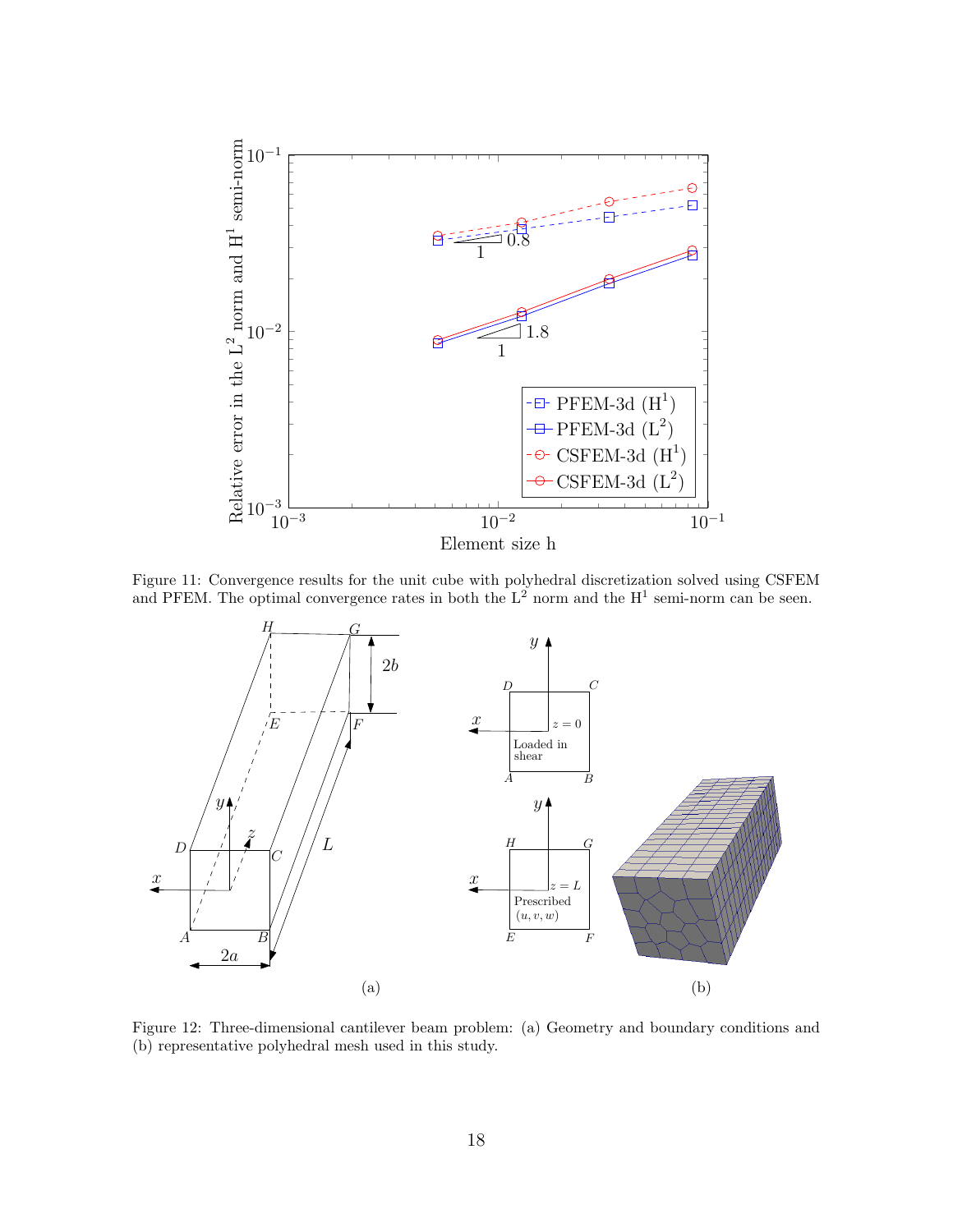Figure 11: Convergence results for the unit cube with polyhedral discretization solved using CSFEM and PFEM. The optimal convergence rates in both the $L^2$ norm and the $H^1$ semi-norm can be seen.

Figure 12: Three-dimensional cantilever beam problem: (a) Geometry and boundary conditions and (b) representative polyhedral mesh used in this study.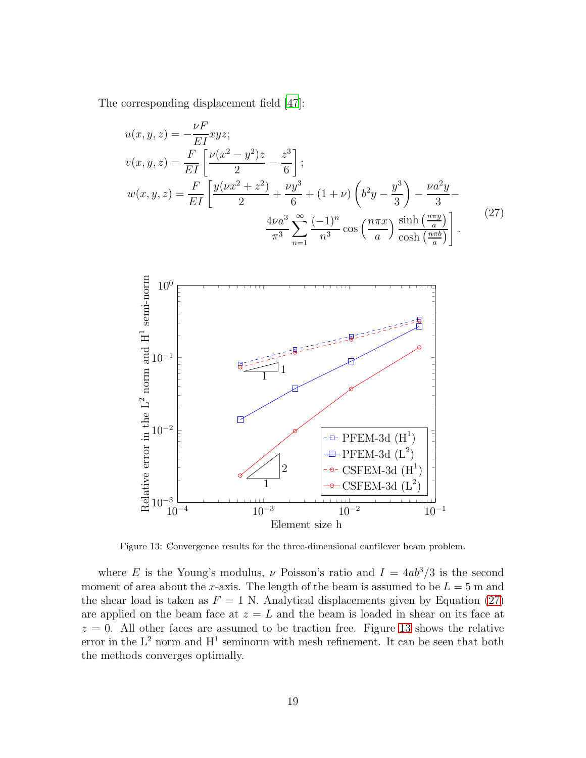The corresponding displacement field [47]:

$$
\begin{aligned}
u(x,y,z) &= -\frac{\nu F}{EI}xyz; \\
v(x,y,z) &= \frac{F}{EI}\left[\frac{\nu(x^2-y^2)z}{2} - \frac{z^3}{6}\right]; \\
w(x,y,z) &= \frac{F}{EI}\left[\frac{y(\nu x^2+z^2)}{2} + \frac{\nu y^3}{6} + (1+\nu)\left(b^2y - \frac{y^3}{3}\right) - \frac{\nu a^2 y}{3} - \right. \\
&\qquad \left. \frac{4\nu a^3}{\pi^3}\sum_{n=1}^{\infty}\frac{(-1)^n}{n^3}\cos\left(\frac{n\pi x}{a}\right)\frac{\sinh\left(\frac{n\pi y}{a}\right)}{\cosh\left(\frac{n\pi b}{a}\right)}\right].
\end{aligned}
\tag{27}
$$

Figure 13: Convergence results for the three-dimensional cantilever beam problem.

where $E$ is the Young's modulus, $\nu$ Poisson's ratio and $I = 4ab^3/3$ is the second moment of area about the $x$-axis. The length of the beam is assumed to be $L = 5$ m and the shear load is taken as $F = 1$ N. Analytical displacements given by Equation (27) are applied on the beam face at $z = L$ and the beam is loaded in shear on its face at $z = 0$. All other faces are assumed to be traction free. Figure 13 shows the relative error in the $\mathrm{L}^2$ norm and $\mathrm{H}^1$ seminorm with mesh refinement. It can be seen that both the methods converges optimally.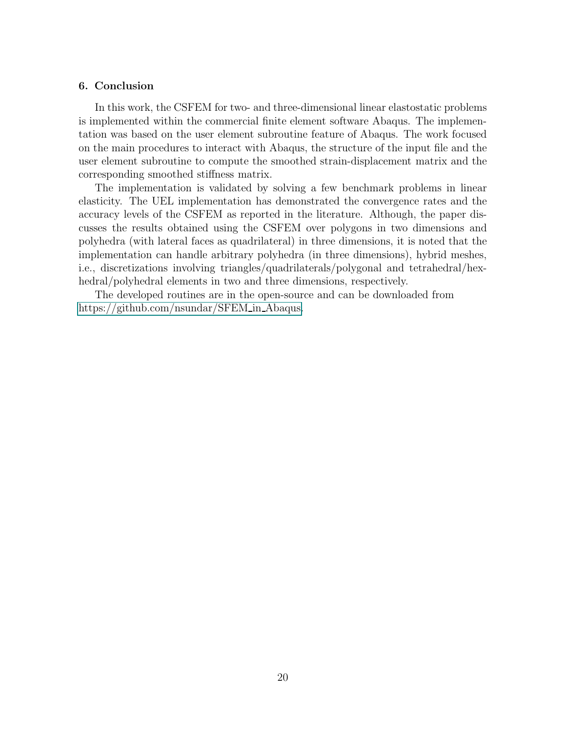## 6. Conclusion

In this work, the CSFEM for two- and three-dimensional linear elastostatic problems is implemented within the commercial finite element software Abaqus. The implementation was based on the user element subroutine feature of Abaqus. The work focused on the main procedures to interact with Abaqus, the structure of the input file and the user element subroutine to compute the smoothed strain-displacement matrix and the corresponding smoothed stiffness matrix.

The implementation is validated by solving a few benchmark problems in linear elasticity. The UEL implementation has demonstrated the convergence rates and the accuracy levels of the CSFEM as reported in the literature. Although, the paper discusses the results obtained using the CSFEM over polygons in two dimensions and polyhedra (with lateral faces as quadrilateral) in three dimensions, it is noted that the implementation can handle arbitrary polyhedra (in three dimensions), hybrid meshes, i.e., discretizations involving triangles/quadrilaterals/polygonal and tetrahedral/hexhedral/polyhedral elements in two and three dimensions, respectively.

The developed routines are in the open-source and can be downloaded from https://github.com/nsundar/SFEM_in_Abaqus.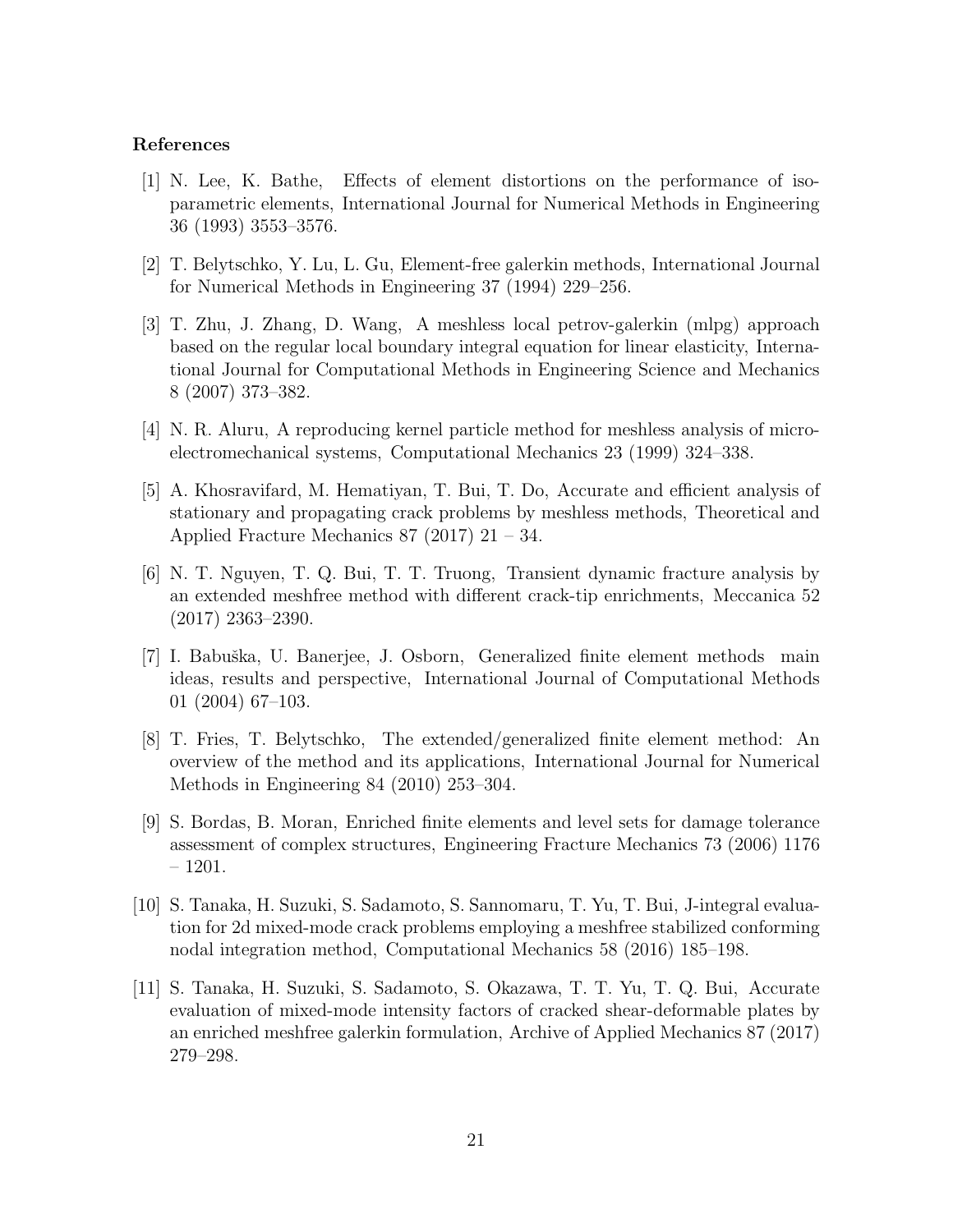## References

[1] N. Lee, K. Bathe, Effects of element distortions on the performance of isoparametric elements, International Journal for Numerical Methods in Engineering 36 (1993) 3553–3576.

[2] T. Belytschko, Y. Lu, L. Gu, Element-free galerkin methods, International Journal for Numerical Methods in Engineering 37 (1994) 229–256.

[3] T. Zhu, J. Zhang, D. Wang, A meshless local petrov-galerkin (mlpg) approach based on the regular local boundary integral equation for linear elasticity, International Journal for Computational Methods in Engineering Science and Mechanics 8 (2007) 373–382.

[4] N. R. Aluru, A reproducing kernel particle method for meshless analysis of microelectromechanical systems, Computational Mechanics 23 (1999) 324–338.

[5] A. Khosravifard, M. Hematiyan, T. Bui, T. Do, Accurate and efficient analysis of stationary and propagating crack problems by meshless methods, Theoretical and Applied Fracture Mechanics 87 (2017) 21 – 34.

[6] N. T. Nguyen, T. Q. Bui, T. T. Truong, Transient dynamic fracture analysis by an extended meshfree method with different crack-tip enrichments, Meccanica 52 (2017) 2363–2390.

[7] I. Babuška, U. Banerjee, J. Osborn, Generalized finite element methods main ideas, results and perspective, International Journal of Computational Methods 01 (2004) 67–103.

[8] T. Fries, T. Belytschko, The extended/generalized finite element method: An overview of the method and its applications, International Journal for Numerical Methods in Engineering 84 (2010) 253–304.

[9] S. Bordas, B. Moran, Enriched finite elements and level sets for damage tolerance assessment of complex structures, Engineering Fracture Mechanics 73 (2006) 1176 – 1201.

[10] S. Tanaka, H. Suzuki, S. Sadamoto, S. Sannomaru, T. Yu, T. Bui, J-integral evaluation for 2d mixed-mode crack problems employing a meshfree stabilized conforming nodal integration method, Computational Mechanics 58 (2016) 185–198.

[11] S. Tanaka, H. Suzuki, S. Sadamoto, S. Okazawa, T. T. Yu, T. Q. Bui, Accurate evaluation of mixed-mode intensity factors of cracked shear-deformable plates by an enriched meshfree galerkin formulation, Archive of Applied Mechanics 87 (2017) 279–298.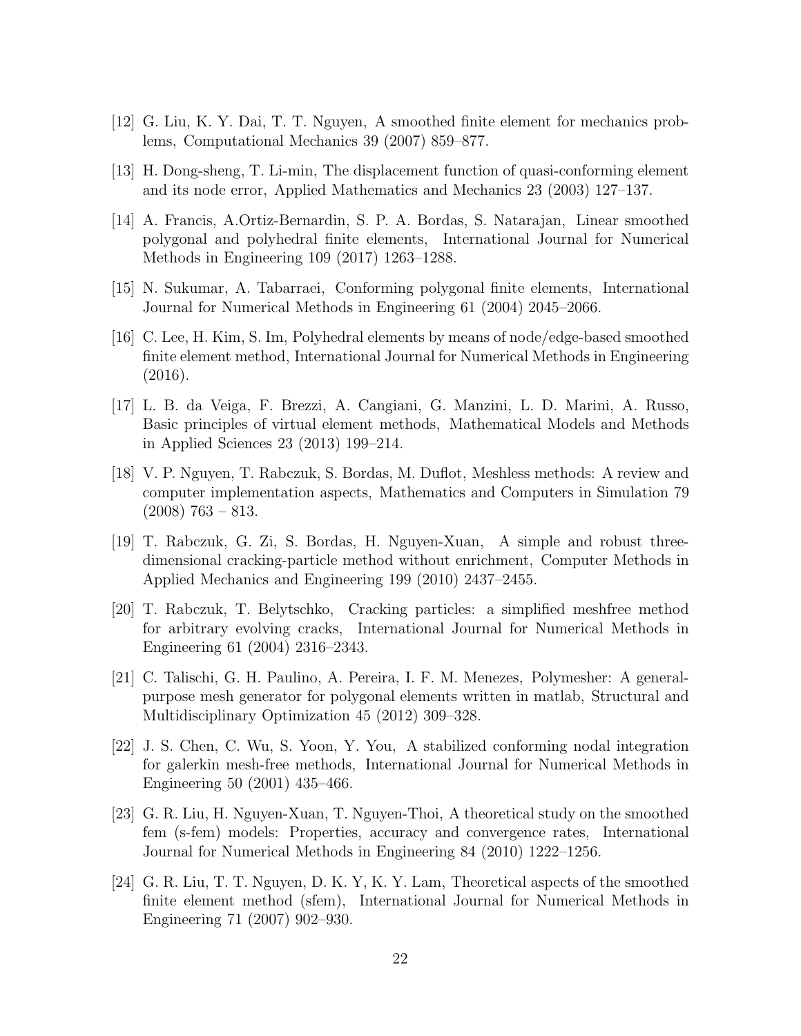[12] G. Liu, K. Y. Dai, T. T. Nguyen, A smoothed finite element for mechanics problems, Computational Mechanics 39 (2007) 859–877.

[13] H. Dong-sheng, T. Li-min, The displacement function of quasi-conforming element and its node error, Applied Mathematics and Mechanics 23 (2003) 127–137.

[14] A. Francis, A.Ortiz-Bernardin, S. P. A. Bordas, S. Natarajan, Linear smoothed polygonal and polyhedral finite elements, International Journal for Numerical Methods in Engineering 109 (2017) 1263–1288.

[15] N. Sukumar, A. Tabarraei, Conforming polygonal finite elements, International Journal for Numerical Methods in Engineering 61 (2004) 2045–2066.

[16] C. Lee, H. Kim, S. Im, Polyhedral elements by means of node/edge-based smoothed finite element method, International Journal for Numerical Methods in Engineering (2016).

[17] L. B. da Veiga, F. Brezzi, A. Cangiani, G. Manzini, L. D. Marini, A. Russo, Basic principles of virtual element methods, Mathematical Models and Methods in Applied Sciences 23 (2013) 199–214.

[18] V. P. Nguyen, T. Rabczuk, S. Bordas, M. Duflot, Meshless methods: A review and computer implementation aspects, Mathematics and Computers in Simulation 79 (2008) 763 – 813.

[19] T. Rabczuk, G. Zi, S. Bordas, H. Nguyen-Xuan, A simple and robust three-dimensional cracking-particle method without enrichment, Computer Methods in Applied Mechanics and Engineering 199 (2010) 2437–2455.

[20] T. Rabczuk, T. Belytschko, Cracking particles: a simplified meshfree method for arbitrary evolving cracks, International Journal for Numerical Methods in Engineering 61 (2004) 2316–2343.

[21] C. Talischi, G. H. Paulino, A. Pereira, I. F. M. Menezes, Polymesher: A general-purpose mesh generator for polygonal elements written in matlab, Structural and Multidisciplinary Optimization 45 (2012) 309–328.

[22] J. S. Chen, C. Wu, S. Yoon, Y. You, A stabilized conforming nodal integration for galerkin mesh-free methods, International Journal for Numerical Methods in Engineering 50 (2001) 435–466.

[23] G. R. Liu, H. Nguyen-Xuan, T. Nguyen-Thoi, A theoretical study on the smoothed fem (s-fem) models: Properties, accuracy and convergence rates, International Journal for Numerical Methods in Engineering 84 (2010) 1222–1256.

[24] G. R. Liu, T. T. Nguyen, D. K. Y, K. Y. Lam, Theoretical aspects of the smoothed finite element method (sfem), International Journal for Numerical Methods in Engineering 71 (2007) 902–930.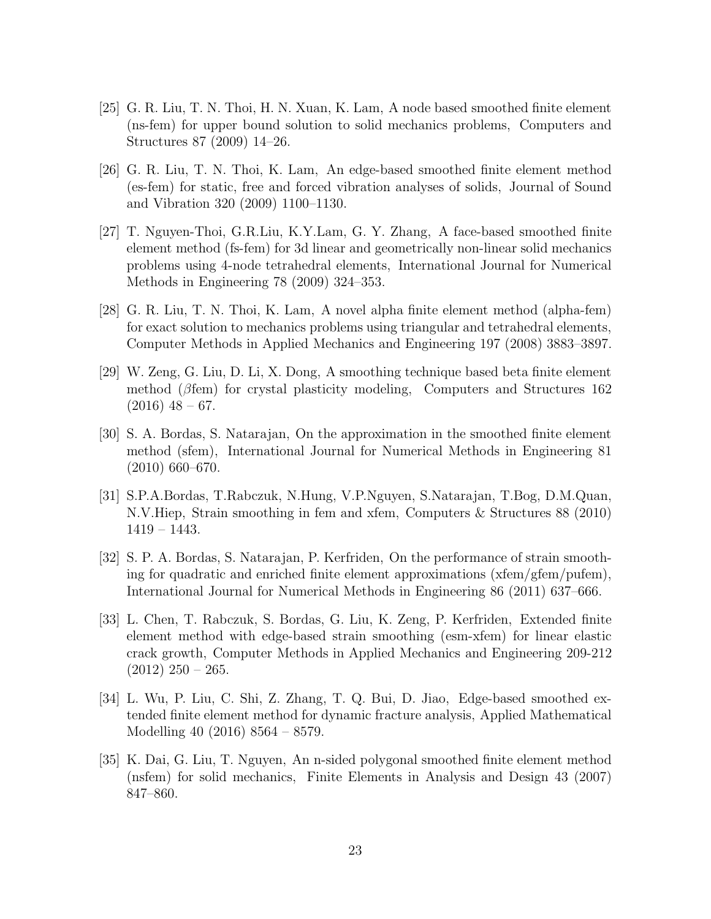[25] G. R. Liu, T. N. Thoi, H. N. Xuan, K. Lam, A node based smoothed finite element (ns-fem) for upper bound solution to solid mechanics problems, Computers and Structures 87 (2009) 14–26.

[26] G. R. Liu, T. N. Thoi, K. Lam, An edge-based smoothed finite element method (es-fem) for static, free and forced vibration analyses of solids, Journal of Sound and Vibration 320 (2009) 1100–1130.

[27] T. Nguyen-Thoi, G.R.Liu, K.Y.Lam, G. Y. Zhang, A face-based smoothed finite element method (fs-fem) for 3d linear and geometrically non-linear solid mechanics problems using 4-node tetrahedral elements, International Journal for Numerical Methods in Engineering 78 (2009) 324–353.

[28] G. R. Liu, T. N. Thoi, K. Lam, A novel alpha finite element method (alpha-fem) for exact solution to mechanics problems using triangular and tetrahedral elements, Computer Methods in Applied Mechanics and Engineering 197 (2008) 3883–3897.

[29] W. Zeng, G. Liu, D. Li, X. Dong, A smoothing technique based beta finite element method ($\beta$fem) for crystal plasticity modeling, Computers and Structures 162 (2016) 48 – 67.

[30] S. A. Bordas, S. Natarajan, On the approximation in the smoothed finite element method (sfem), International Journal for Numerical Methods in Engineering 81 (2010) 660–670.

[31] S.P.A.Bordas, T.Rabczuk, N.Hung, V.P.Nguyen, S.Natarajan, T.Bog, D.M.Quan, N.V.Hiep, Strain smoothing in fem and xfem, Computers & Structures 88 (2010) 1419 – 1443.

[32] S. P. A. Bordas, S. Natarajan, P. Kerfriden, On the performance of strain smoothing for quadratic and enriched finite element approximations (xfem/gfem/pufem), International Journal for Numerical Methods in Engineering 86 (2011) 637–666.

[33] L. Chen, T. Rabczuk, S. Bordas, G. Liu, K. Zeng, P. Kerfriden, Extended finite element method with edge-based strain smoothing (esm-xfem) for linear elastic crack growth, Computer Methods in Applied Mechanics and Engineering 209-212 (2012) 250 – 265.

[34] L. Wu, P. Liu, C. Shi, Z. Zhang, T. Q. Bui, D. Jiao, Edge-based smoothed extended finite element method for dynamic fracture analysis, Applied Mathematical Modelling 40 (2016) 8564 – 8579.

[35] K. Dai, G. Liu, T. Nguyen, An n-sided polygonal smoothed finite element method (nsfem) for solid mechanics, Finite Elements in Analysis and Design 43 (2007) 847–860.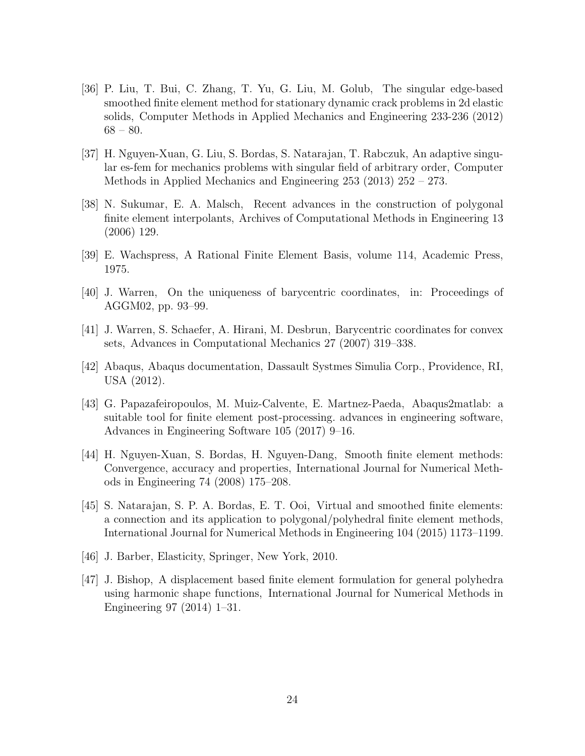[36] P. Liu, T. Bui, C. Zhang, T. Yu, G. Liu, M. Golub, The singular edge-based smoothed finite element method for stationary dynamic crack problems in 2d elastic solids, Computer Methods in Applied Mechanics and Engineering 233-236 (2012) 68 – 80.

[37] H. Nguyen-Xuan, G. Liu, S. Bordas, S. Natarajan, T. Rabczuk, An adaptive singular es-fem for mechanics problems with singular field of arbitrary order, Computer Methods in Applied Mechanics and Engineering 253 (2013) 252 – 273.

[38] N. Sukumar, E. A. Malsch, Recent advances in the construction of polygonal finite element interpolants, Archives of Computational Methods in Engineering 13 (2006) 129.

[39] E. Wachspress, A Rational Finite Element Basis, volume 114, Academic Press, 1975.

[40] J. Warren, On the uniqueness of barycentric coordinates, in: Proceedings of AGGM02, pp. 93–99.

[41] J. Warren, S. Schaefer, A. Hirani, M. Desbrun, Barycentric coordinates for convex sets, Advances in Computational Mechanics 27 (2007) 319–338.

[42] Abaqus, Abaqus documentation, Dassault Systmes Simulia Corp., Providence, RI, USA (2012).

[43] G. Papazafeiropoulos, M. Muiz-Calvente, E. Martnez-Paeda, Abaqus2matlab: a suitable tool for finite element post-processing. advances in engineering software, Advances in Engineering Software 105 (2017) 9–16.

[44] H. Nguyen-Xuan, S. Bordas, H. Nguyen-Dang, Smooth finite element methods: Convergence, accuracy and properties, International Journal for Numerical Methods in Engineering 74 (2008) 175–208.

[45] S. Natarajan, S. P. A. Bordas, E. T. Ooi, Virtual and smoothed finite elements: a connection and its application to polygonal/polyhedral finite element methods, International Journal for Numerical Methods in Engineering 104 (2015) 1173–1199.

[46] J. Barber, Elasticity, Springer, New York, 2010.

[47] J. Bishop, A displacement based finite element formulation for general polyhedra using harmonic shape functions, International Journal for Numerical Methods in Engineering 97 (2014) 1–31.